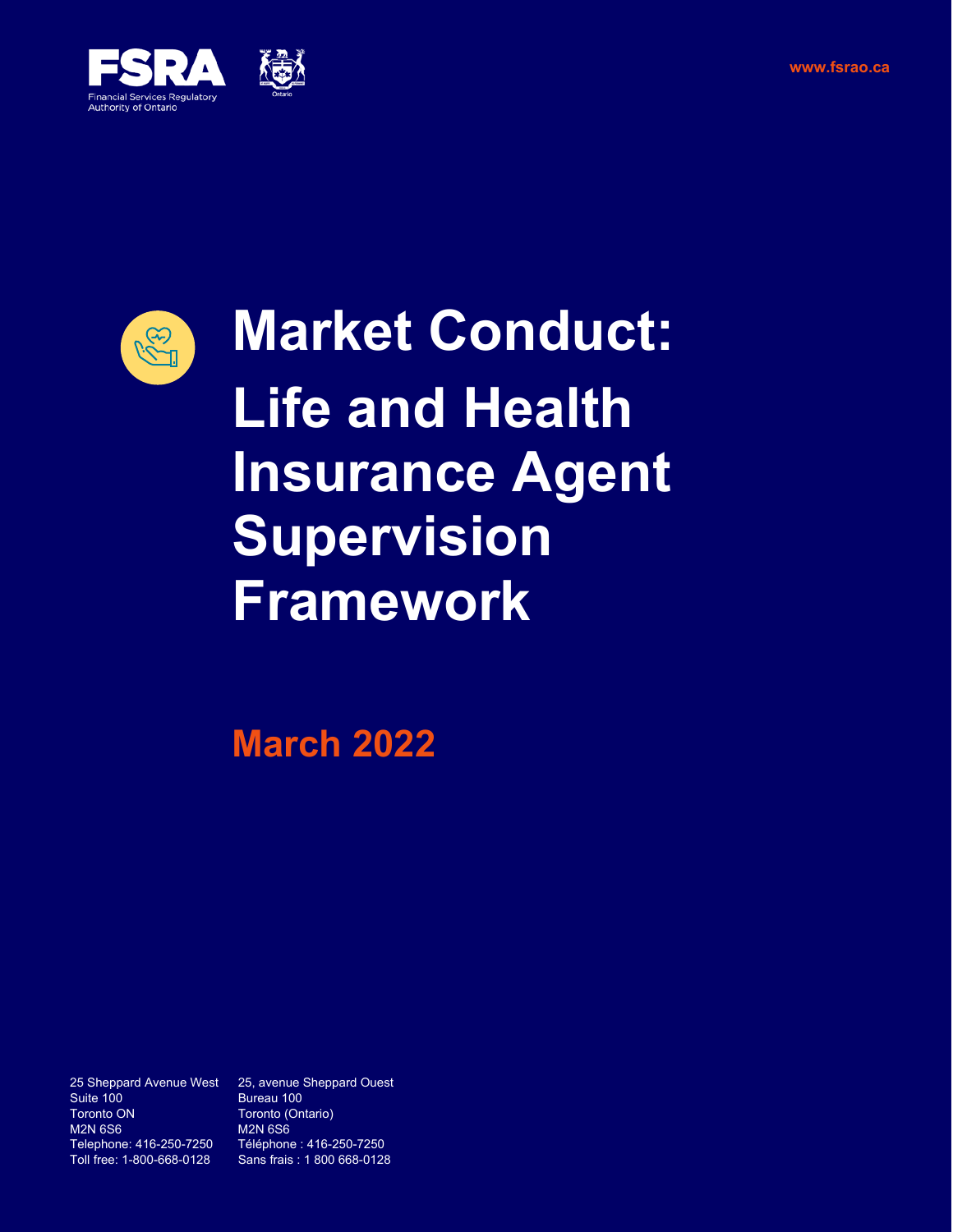FSRA

Financial Services Regulatory Authority of Ontario

Ontario

www.fsrao.ca

# Market Conduct: Life and Health Insurance Agent Supervision Framework

## March 2022

25 Sheppard Avenue West
Suite 100
Toronto ON
M2N 6S6
Telephone: 416-250-7250
Toll free: 1-800-668-0128

25, avenue Sheppard Ouest
Bureau 100
Toronto (Ontario)
M2N 6S6
Téléphone : 416-250-7250
Sans frais : 1 800 668-0128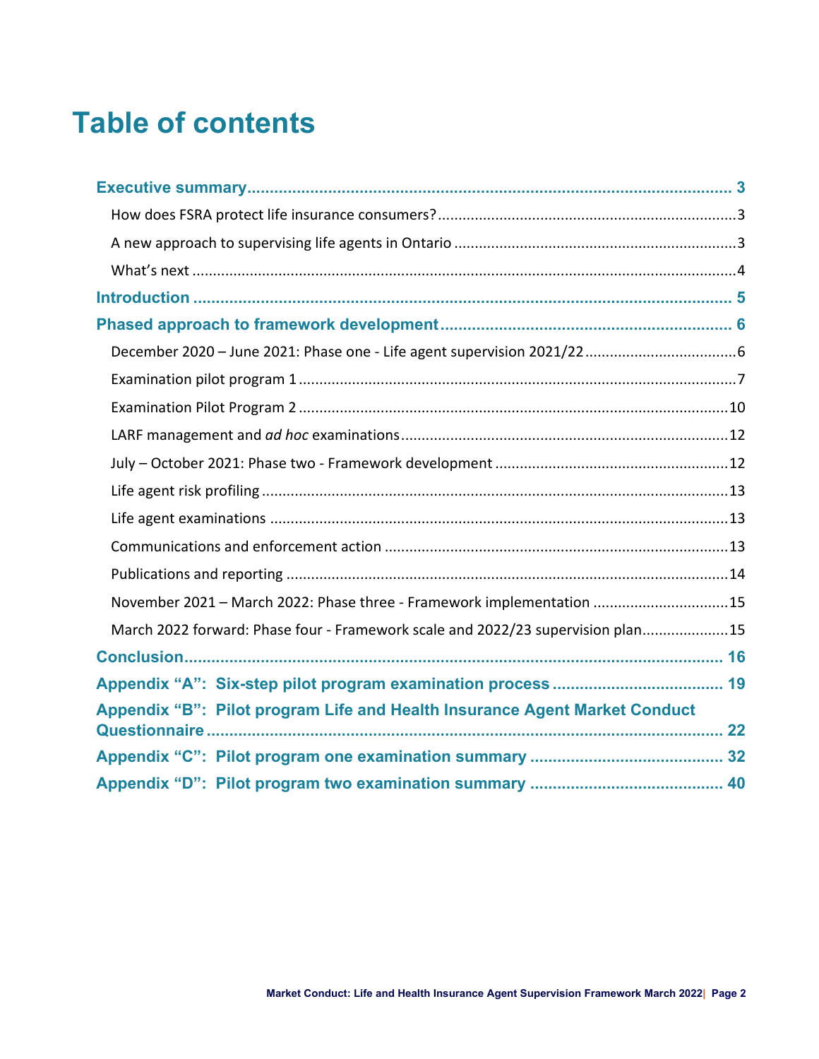# Table of contents

**Executive summary** ........................................................................ 3

- How does FSRA protect life insurance consumers? ........................................................................ 3
- A new approach to supervising life agents in Ontario ........................................................................ 3
- What's next ........................................................................ 4

**Introduction** ........................................................................ 5

**Phased approach to framework development** ........................................................................ 6

- December 2020 – June 2021: Phase one - Life agent supervision 2021/22 ........................................................................ 6
- Examination pilot program 1 ........................................................................ 7
- Examination Pilot Program 2 ........................................................................ 10
- LARF management and *ad hoc* examinations ........................................................................ 12
- July – October 2021: Phase two - Framework development ........................................................................ 12
- Life agent risk profiling ........................................................................ 13
- Life agent examinations ........................................................................ 13
- Communications and enforcement action ........................................................................ 13
- Publications and reporting ........................................................................ 14
- November 2021 – March 2022: Phase three - Framework implementation ........................................................................ 15
- March 2022 forward: Phase four - Framework scale and 2022/23 supervision plan ........................................................................ 15

**Conclusion** ........................................................................ 16

**Appendix "A": Six-step pilot program examination process** ........................................................................ 19

**Appendix "B": Pilot program Life and Health Insurance Agent Market Conduct Questionnaire** ........................................................................ 22

**Appendix "C": Pilot program one examination summary** ........................................................................ 32

**Appendix "D": Pilot program two examination summary** ........................................................................ 40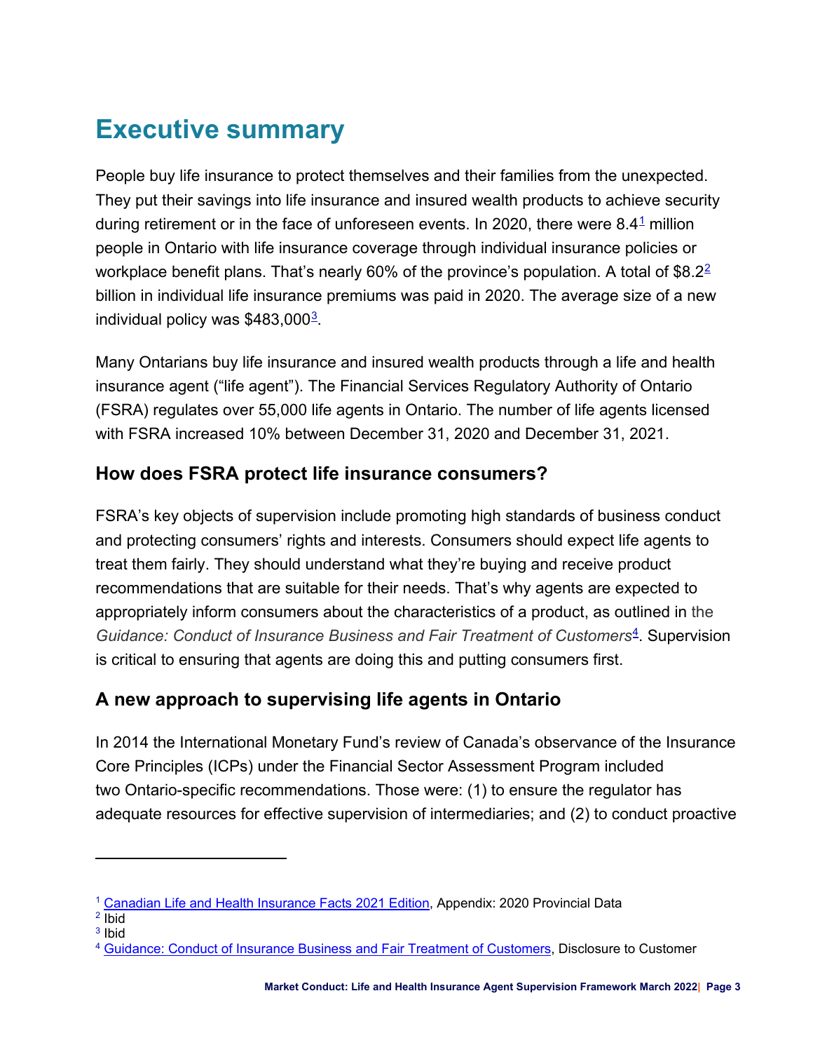# Executive summary

People buy life insurance to protect themselves and their families from the unexpected. They put their savings into life insurance and insured wealth products to achieve security during retirement or in the face of unforeseen events. In 2020, there were 8.4[1] million people in Ontario with life insurance coverage through individual insurance policies or workplace benefit plans. That's nearly 60% of the province's population. A total of $8.2[2] billion in individual life insurance premiums was paid in 2020. The average size of a new individual policy was $483,000[3].

Many Ontarians buy life insurance and insured wealth products through a life and health insurance agent ("life agent"). The Financial Services Regulatory Authority of Ontario (FSRA) regulates over 55,000 life agents in Ontario. The number of life agents licensed with FSRA increased 10% between December 31, 2020 and December 31, 2021.

## How does FSRA protect life insurance consumers?

FSRA's key objects of supervision include promoting high standards of business conduct and protecting consumers' rights and interests. Consumers should expect life agents to treat them fairly. They should understand what they're buying and receive product recommendations that are suitable for their needs. That's why agents are expected to appropriately inform consumers about the characteristics of a product, as outlined in the *Guidance: Conduct of Insurance Business and Fair Treatment of Customers*[4]. Supervision is critical to ensuring that agents are doing this and putting consumers first.

## A new approach to supervising life agents in Ontario

In 2014 the International Monetary Fund's review of Canada's observance of the Insurance Core Principles (ICPs) under the Financial Sector Assessment Program included two Ontario-specific recommendations. Those were: (1) to ensure the regulator has adequate resources for effective supervision of intermediaries; and (2) to conduct proactive

---

[1] Canadian Life and Health Insurance Facts 2021 Edition, Appendix: 2020 Provincial Data
[2] Ibid
[3] Ibid
[4] Guidance: Conduct of Insurance Business and Fair Treatment of Customers, Disclosure to Customer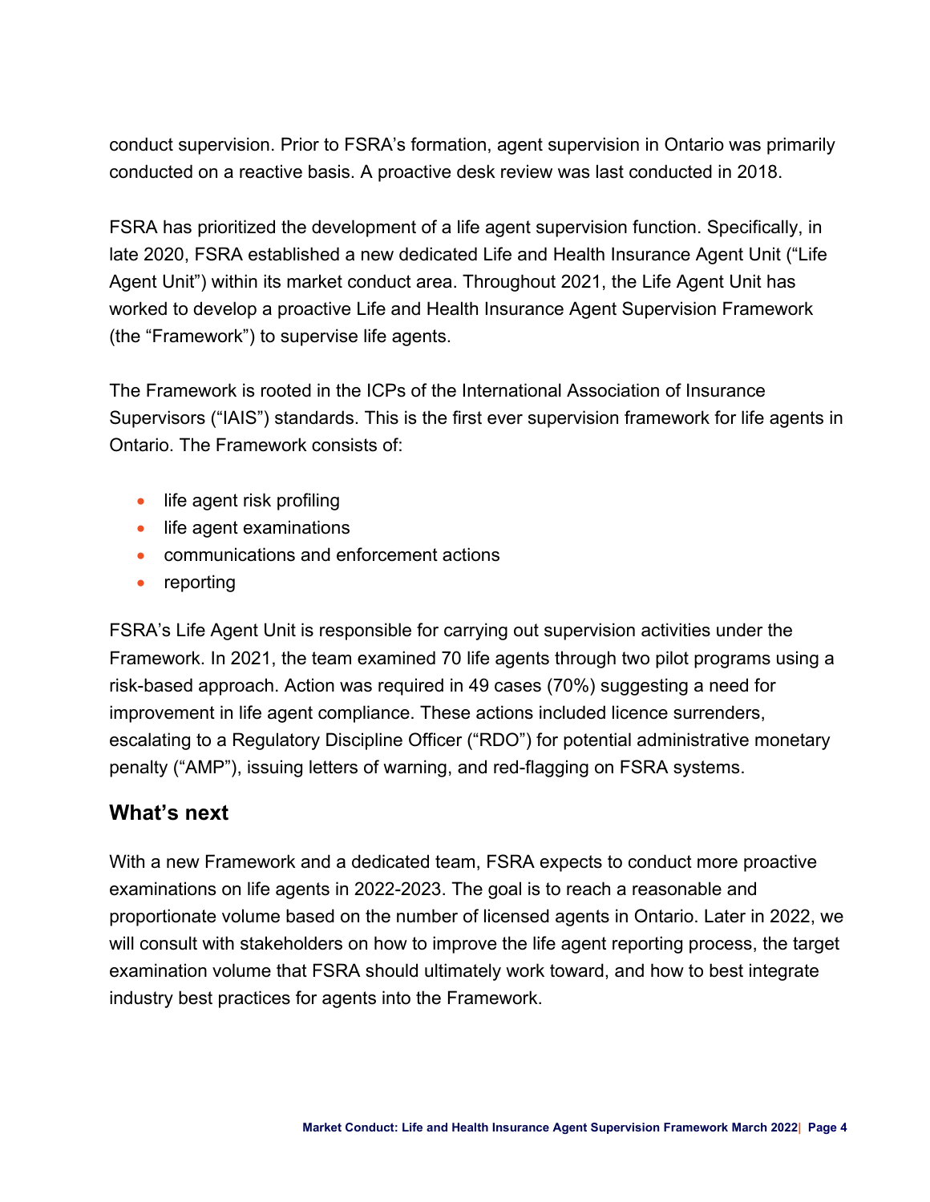conduct supervision. Prior to FSRA's formation, agent supervision in Ontario was primarily conducted on a reactive basis. A proactive desk review was last conducted in 2018.

FSRA has prioritized the development of a life agent supervision function. Specifically, in late 2020, FSRA established a new dedicated Life and Health Insurance Agent Unit ("Life Agent Unit") within its market conduct area. Throughout 2021, the Life Agent Unit has worked to develop a proactive Life and Health Insurance Agent Supervision Framework (the "Framework") to supervise life agents.

The Framework is rooted in the ICPs of the International Association of Insurance Supervisors ("IAIS") standards. This is the first ever supervision framework for life agents in Ontario. The Framework consists of:

- life agent risk profiling
- life agent examinations
- communications and enforcement actions
- reporting

FSRA's Life Agent Unit is responsible for carrying out supervision activities under the Framework. In 2021, the team examined 70 life agents through two pilot programs using a risk-based approach. Action was required in 49 cases (70%) suggesting a need for improvement in life agent compliance. These actions included licence surrenders, escalating to a Regulatory Discipline Officer ("RDO") for potential administrative monetary penalty ("AMP"), issuing letters of warning, and red-flagging on FSRA systems.

## What's next

With a new Framework and a dedicated team, FSRA expects to conduct more proactive examinations on life agents in 2022-2023. The goal is to reach a reasonable and proportionate volume based on the number of licensed agents in Ontario. Later in 2022, we will consult with stakeholders on how to improve the life agent reporting process, the target examination volume that FSRA should ultimately work toward, and how to best integrate industry best practices for agents into the Framework.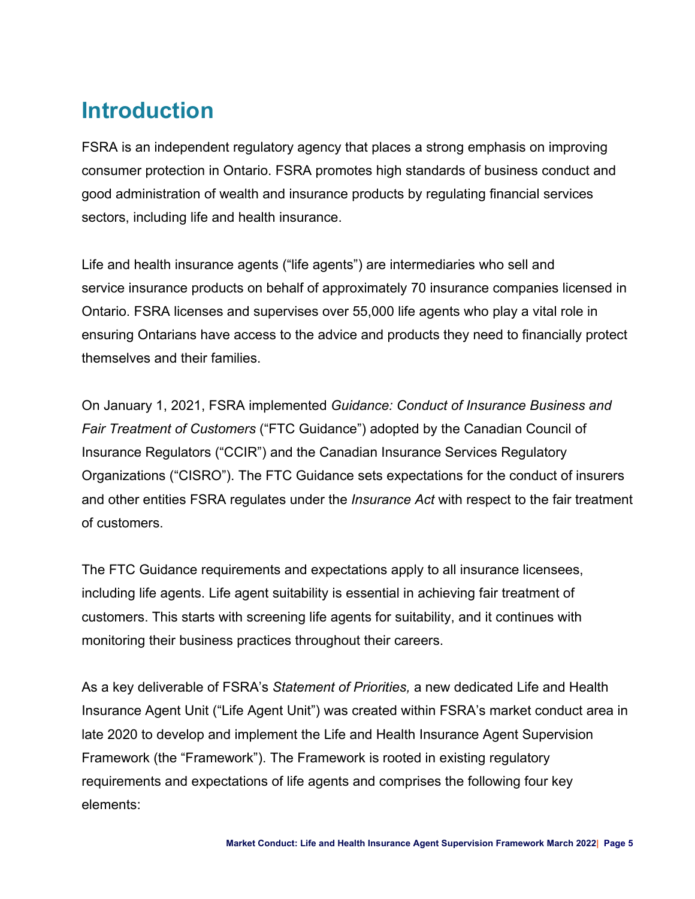# Introduction

FSRA is an independent regulatory agency that places a strong emphasis on improving consumer protection in Ontario. FSRA promotes high standards of business conduct and good administration of wealth and insurance products by regulating financial services sectors, including life and health insurance.

Life and health insurance agents ("life agents") are intermediaries who sell and service insurance products on behalf of approximately 70 insurance companies licensed in Ontario. FSRA licenses and supervises over 55,000 life agents who play a vital role in ensuring Ontarians have access to the advice and products they need to financially protect themselves and their families.

On January 1, 2021, FSRA implemented *Guidance: Conduct of Insurance Business and Fair Treatment of Customers* ("FTC Guidance") adopted by the Canadian Council of Insurance Regulators ("CCIR") and the Canadian Insurance Services Regulatory Organizations ("CISRO"). The FTC Guidance sets expectations for the conduct of insurers and other entities FSRA regulates under the *Insurance Act* with respect to the fair treatment of customers.

The FTC Guidance requirements and expectations apply to all insurance licensees, including life agents. Life agent suitability is essential in achieving fair treatment of customers. This starts with screening life agents for suitability, and it continues with monitoring their business practices throughout their careers.

As a key deliverable of FSRA's *Statement of Priorities,* a new dedicated Life and Health Insurance Agent Unit ("Life Agent Unit") was created within FSRA's market conduct area in late 2020 to develop and implement the Life and Health Insurance Agent Supervision Framework (the "Framework"). The Framework is rooted in existing regulatory requirements and expectations of life agents and comprises the following four key elements: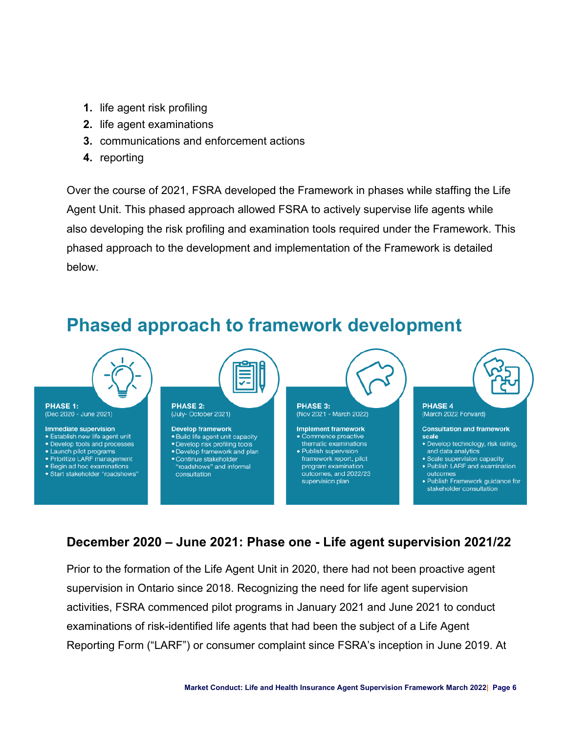1. life agent risk profiling
2. life agent examinations
3. communications and enforcement actions
4. reporting

Over the course of 2021, FSRA developed the Framework in phases while staffing the Life Agent Unit. This phased approach allowed FSRA to actively supervise life agents while also developing the risk profiling and examination tools required under the Framework. This phased approach to the development and implementation of the Framework is detailed below.

## Phased approach to framework development

**PHASE 1:**
(Dec 2020 - June 2021)

**Immediate supervision**
- Establish new life agent unit
- Develop tools and processes
- Launch pilot programs
- Prioritize LARF management
- Begin ad hoc examinations
- Start stakeholder "roadshows"

**PHASE 2:**
(July- October 2021)

**Develop framework**
- Build life agent unit capacity
- Develop risk profiling tools
- Develop framework and plan
- Continue stakeholder "roadshows" and informal consultation

**PHASE 3:**
(Nov 2021 - March 2022)

**Implement framework**
- Commence proactive thematic examinations
- Publish supervision framework report, pilot program examination outcomes, and 2022/23 supervision plan

**PHASE 4**
(March 2022 Forward)

**Consultation and framework scale**
- Develop technology, risk rating, and data analytics
- Scale supervision capacity
- Publish LARF and examination outcomes
- Publish Framework guidance for stakeholder consultation

### December 2020 – June 2021: Phase one - Life agent supervision 2021/22

Prior to the formation of the Life Agent Unit in 2020, there had not been proactive agent supervision in Ontario since 2018. Recognizing the need for life agent supervision activities, FSRA commenced pilot programs in January 2021 and June 2021 to conduct examinations of risk-identified life agents that had been the subject of a Life Agent Reporting Form ("LARF") or consumer complaint since FSRA's inception in June 2019. At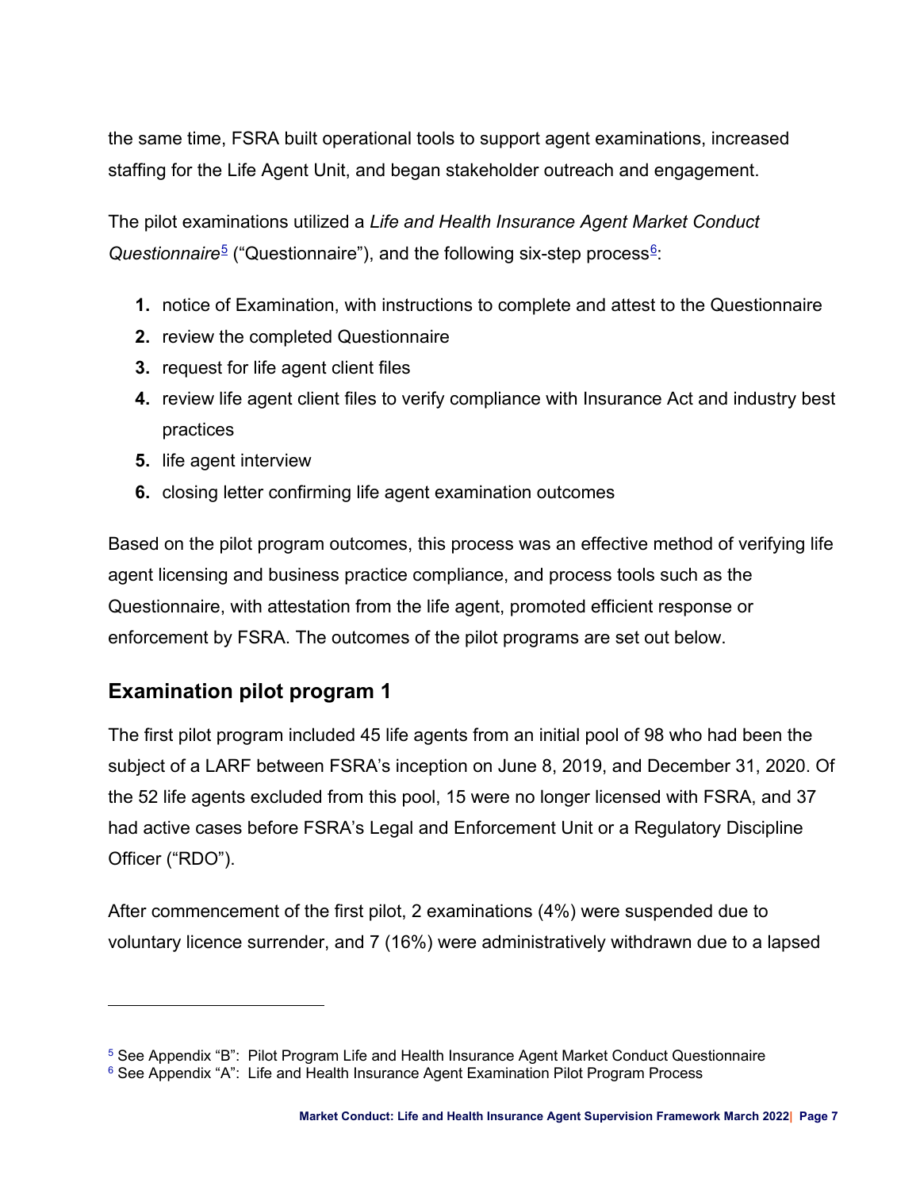the same time, FSRA built operational tools to support agent examinations, increased staffing for the Life Agent Unit, and began stakeholder outreach and engagement.

The pilot examinations utilized a *Life and Health Insurance Agent Market Conduct Questionnaire*[5] ("Questionnaire"), and the following six-step process[6]:

1. notice of Examination, with instructions to complete and attest to the Questionnaire
2. review the completed Questionnaire
3. request for life agent client files
4. review life agent client files to verify compliance with Insurance Act and industry best practices
5. life agent interview
6. closing letter confirming life agent examination outcomes

Based on the pilot program outcomes, this process was an effective method of verifying life agent licensing and business practice compliance, and process tools such as the Questionnaire, with attestation from the life agent, promoted efficient response or enforcement by FSRA. The outcomes of the pilot programs are set out below.

## Examination pilot program 1

The first pilot program included 45 life agents from an initial pool of 98 who had been the subject of a LARF between FSRA's inception on June 8, 2019, and December 31, 2020. Of the 52 life agents excluded from this pool, 15 were no longer licensed with FSRA, and 37 had active cases before FSRA's Legal and Enforcement Unit or a Regulatory Discipline Officer ("RDO").

After commencement of the first pilot, 2 examinations (4%) were suspended due to voluntary licence surrender, and 7 (16%) were administratively withdrawn due to a lapsed

---

[5] See Appendix "B": Pilot Program Life and Health Insurance Agent Market Conduct Questionnaire

[6] See Appendix "A": Life and Health Insurance Agent Examination Pilot Program Process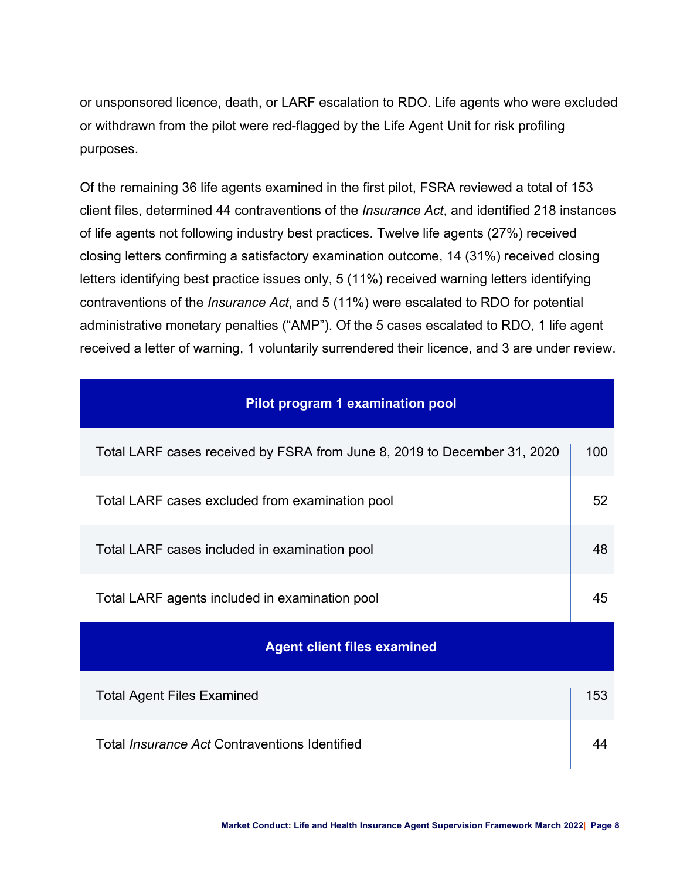or unsponsored licence, death, or LARF escalation to RDO. Life agents who were excluded or withdrawn from the pilot were red-flagged by the Life Agent Unit for risk profiling purposes.

Of the remaining 36 life agents examined in the first pilot, FSRA reviewed a total of 153 client files, determined 44 contraventions of the *Insurance Act*, and identified 218 instances of life agents not following industry best practices. Twelve life agents (27%) received closing letters confirming a satisfactory examination outcome, 14 (31%) received closing letters identifying best practice issues only, 5 (11%) received warning letters identifying contraventions of the *Insurance Act*, and 5 (11%) were escalated to RDO for potential administrative monetary penalties ("AMP"). Of the 5 cases escalated to RDO, 1 life agent received a letter of warning, 1 voluntarily surrendered their licence, and 3 are under review.

| **Pilot program 1 examination pool** | |
|---|---|
| Total LARF cases received by FSRA from June 8, 2019 to December 31, 2020 | 100 |
| Total LARF cases excluded from examination pool | 52 |
| Total LARF cases included in examination pool | 48 |
| Total LARF agents included in examination pool | 45 |
| **Agent client files examined** | |
| Total Agent Files Examined | 153 |
| Total *Insurance Act* Contraventions Identified | 44 |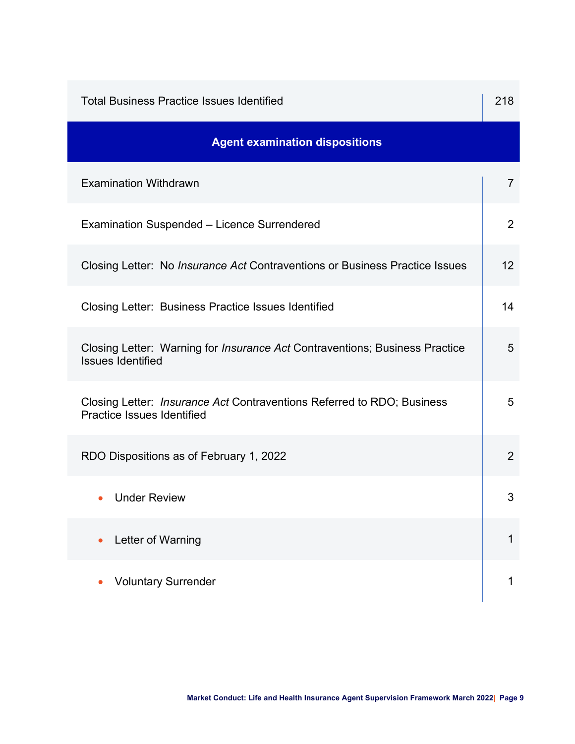| Total Business Practice Issues Identified | 218 |
|---|---|
| **Agent examination dispositions** | |
| Examination Withdrawn | 7 |
| Examination Suspended – Licence Surrendered | 2 |
| Closing Letter: No *Insurance Act* Contraventions or Business Practice Issues | 12 |
| Closing Letter: Business Practice Issues Identified | 14 |
| Closing Letter: Warning for *Insurance Act* Contraventions; Business Practice Issues Identified | 5 |
| Closing Letter: *Insurance Act* Contraventions Referred to RDO; Business Practice Issues Identified | 5 |
| RDO Dispositions as of February 1, 2022 | 2 |
| • Under Review | 3 |
| • Letter of Warning | 1 |
| • Voluntary Surrender | 1 |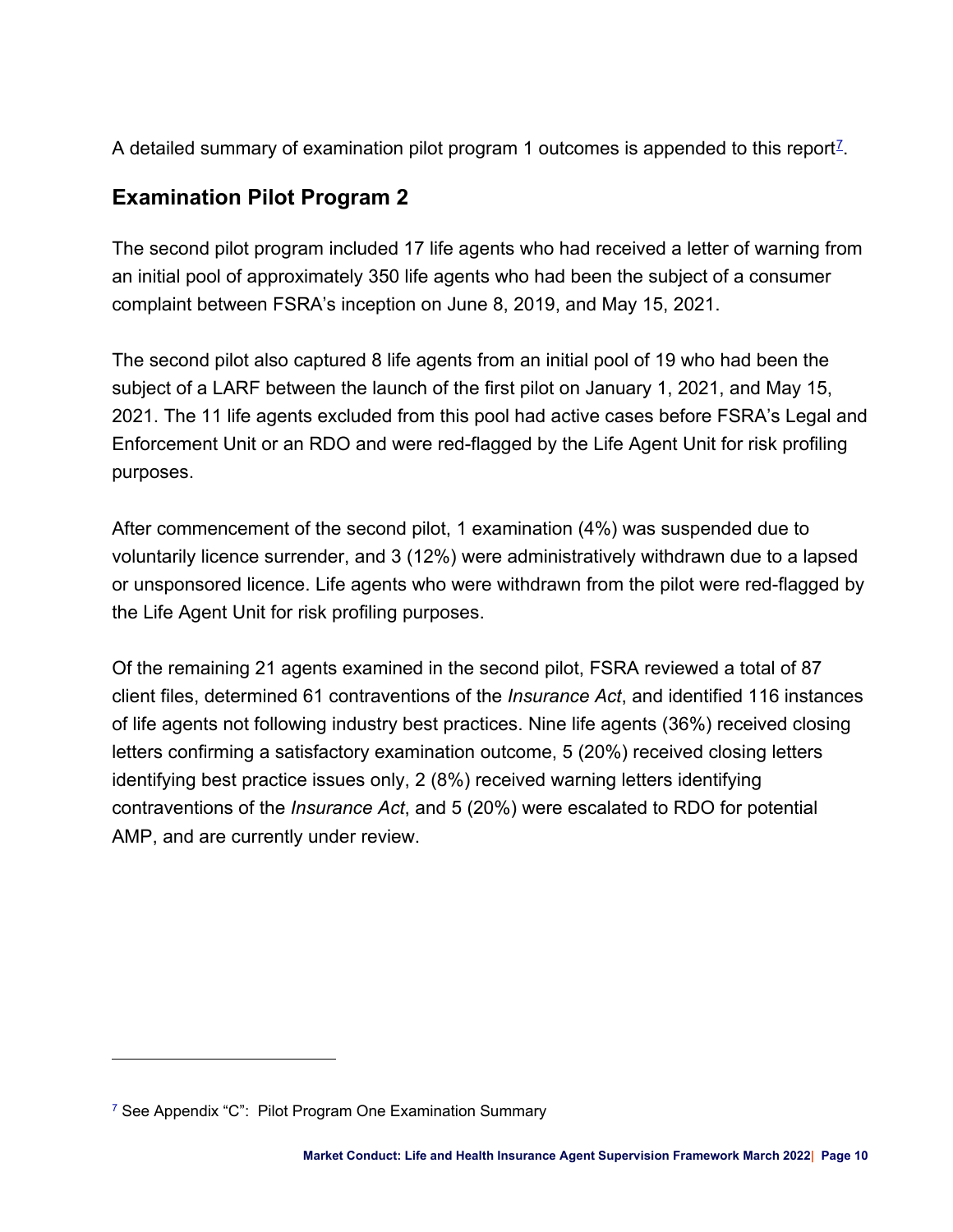A detailed summary of examination pilot program 1 outcomes is appended to this report[7].

## Examination Pilot Program 2

The second pilot program included 17 life agents who had received a letter of warning from an initial pool of approximately 350 life agents who had been the subject of a consumer complaint between FSRA's inception on June 8, 2019, and May 15, 2021.

The second pilot also captured 8 life agents from an initial pool of 19 who had been the subject of a LARF between the launch of the first pilot on January 1, 2021, and May 15, 2021. The 11 life agents excluded from this pool had active cases before FSRA's Legal and Enforcement Unit or an RDO and were red-flagged by the Life Agent Unit for risk profiling purposes.

After commencement of the second pilot, 1 examination (4%) was suspended due to voluntarily licence surrender, and 3 (12%) were administratively withdrawn due to a lapsed or unsponsored licence. Life agents who were withdrawn from the pilot were red-flagged by the Life Agent Unit for risk profiling purposes.

Of the remaining 21 agents examined in the second pilot, FSRA reviewed a total of 87 client files, determined 61 contraventions of the *Insurance Act*, and identified 116 instances of life agents not following industry best practices. Nine life agents (36%) received closing letters confirming a satisfactory examination outcome, 5 (20%) received closing letters identifying best practice issues only, 2 (8%) received warning letters identifying contraventions of the *Insurance Act*, and 5 (20%) were escalated to RDO for potential AMP, and are currently under review.

---

[7] See Appendix "C": Pilot Program One Examination Summary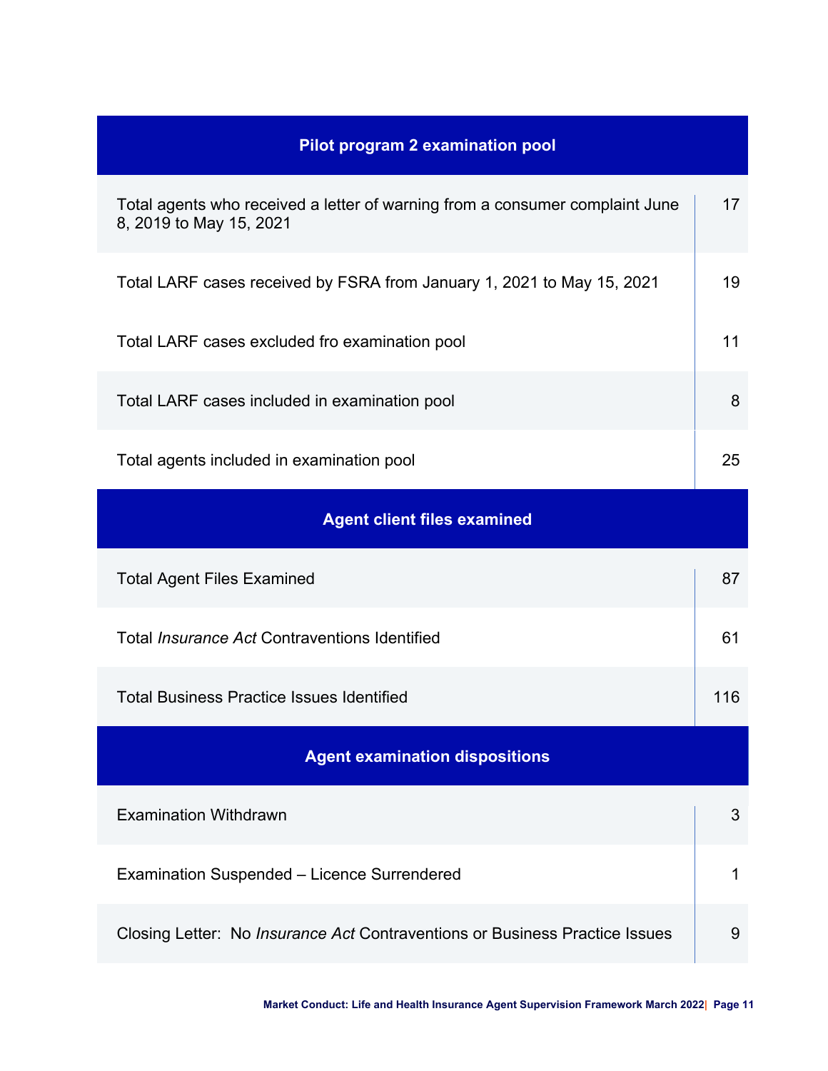| Pilot program 2 examination pool | |
|---|---|
| Total agents who received a letter of warning from a consumer complaint June 8, 2019 to May 15, 2021 | 17 |
| Total LARF cases received by FSRA from January 1, 2021 to May 15, 2021 | 19 |
| Total LARF cases excluded fro examination pool | 11 |
| Total LARF cases included in examination pool | 8 |
| Total agents included in examination pool | 25 |
| **Agent client files examined** | |
| Total Agent Files Examined | 87 |
| Total *Insurance Act* Contraventions Identified | 61 |
| Total Business Practice Issues Identified | 116 |
| **Agent examination dispositions** | |
| Examination Withdrawn | 3 |
| Examination Suspended – Licence Surrendered | 1 |
| Closing Letter: No *Insurance Act* Contraventions or Business Practice Issues | 9 |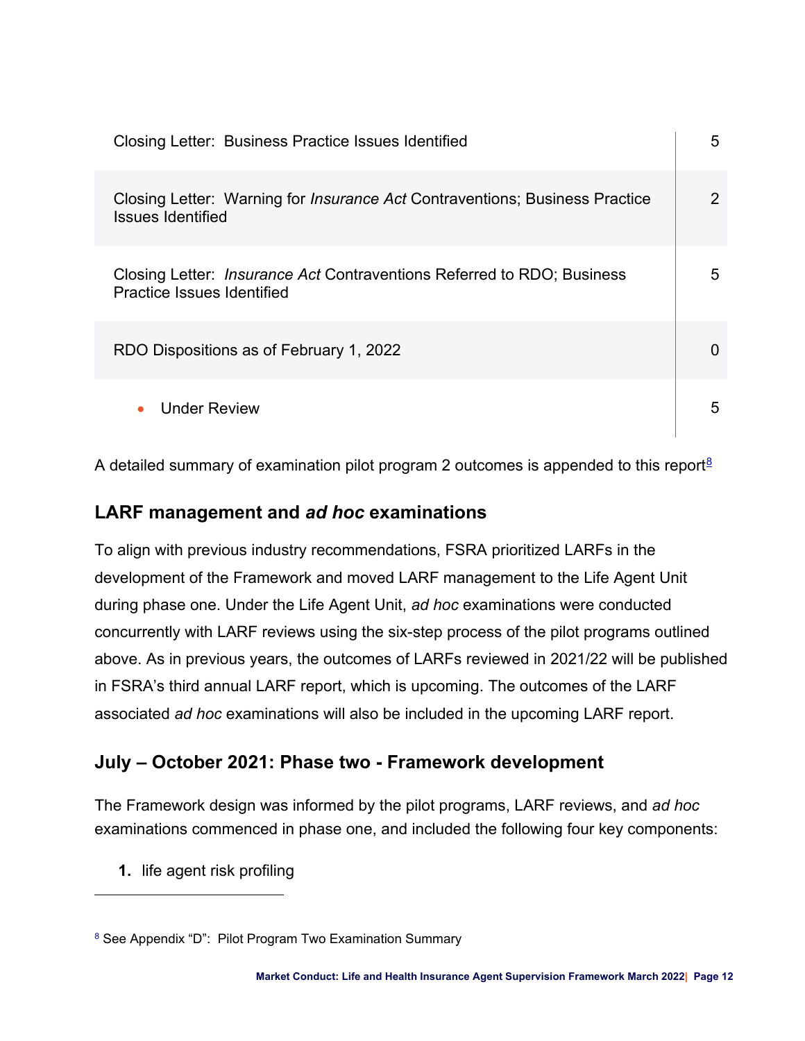| | |
|---|---|
| Closing Letter: Business Practice Issues Identified | 5 |
| Closing Letter: Warning for *Insurance Act* Contraventions; Business Practice Issues Identified | 2 |
| Closing Letter: *Insurance Act* Contraventions Referred to RDO; Business Practice Issues Identified | 5 |
| RDO Dispositions as of February 1, 2022 | 0 |
| • Under Review | 5 |

A detailed summary of examination pilot program 2 outcomes is appended to this report[8]

## LARF management and *ad hoc* examinations

To align with previous industry recommendations, FSRA prioritized LARFs in the development of the Framework and moved LARF management to the Life Agent Unit during phase one. Under the Life Agent Unit, *ad hoc* examinations were conducted concurrently with LARF reviews using the six-step process of the pilot programs outlined above. As in previous years, the outcomes of LARFs reviewed in 2021/22 will be published in FSRA's third annual LARF report, which is upcoming. The outcomes of the LARF associated *ad hoc* examinations will also be included in the upcoming LARF report.

## July – October 2021: Phase two - Framework development

The Framework design was informed by the pilot programs, LARF reviews, and *ad hoc* examinations commenced in phase one, and included the following four key components:

1. life agent risk profiling

---

[8] See Appendix "D": Pilot Program Two Examination Summary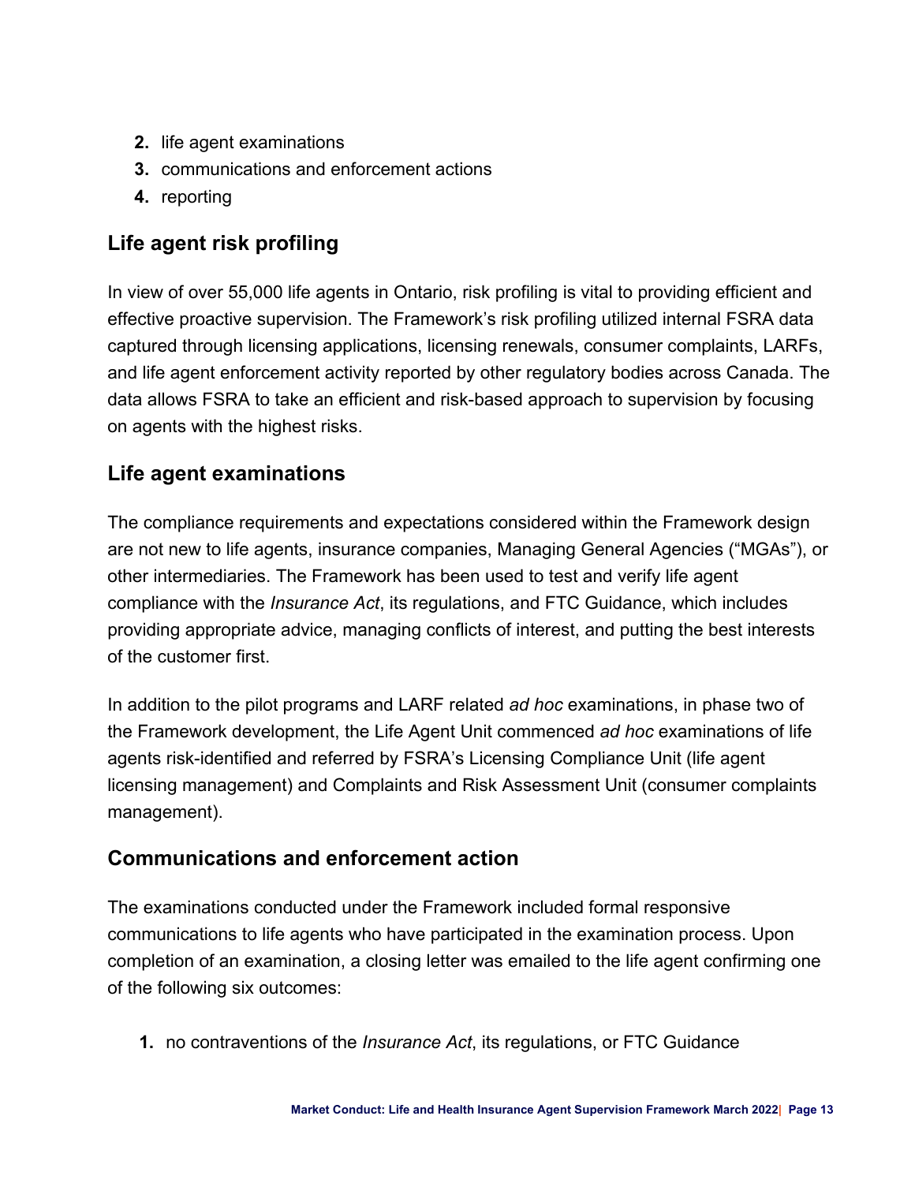2. life agent examinations
3. communications and enforcement actions
4. reporting

## Life agent risk profiling

In view of over 55,000 life agents in Ontario, risk profiling is vital to providing efficient and effective proactive supervision. The Framework's risk profiling utilized internal FSRA data captured through licensing applications, licensing renewals, consumer complaints, LARFs, and life agent enforcement activity reported by other regulatory bodies across Canada. The data allows FSRA to take an efficient and risk-based approach to supervision by focusing on agents with the highest risks.

## Life agent examinations

The compliance requirements and expectations considered within the Framework design are not new to life agents, insurance companies, Managing General Agencies ("MGAs"), or other intermediaries. The Framework has been used to test and verify life agent compliance with the *Insurance Act*, its regulations, and FTC Guidance, which includes providing appropriate advice, managing conflicts of interest, and putting the best interests of the customer first.

In addition to the pilot programs and LARF related *ad hoc* examinations, in phase two of the Framework development, the Life Agent Unit commenced *ad hoc* examinations of life agents risk-identified and referred by FSRA's Licensing Compliance Unit (life agent licensing management) and Complaints and Risk Assessment Unit (consumer complaints management).

## Communications and enforcement action

The examinations conducted under the Framework included formal responsive communications to life agents who have participated in the examination process. Upon completion of an examination, a closing letter was emailed to the life agent confirming one of the following six outcomes:

1. no contraventions of the *Insurance Act*, its regulations, or FTC Guidance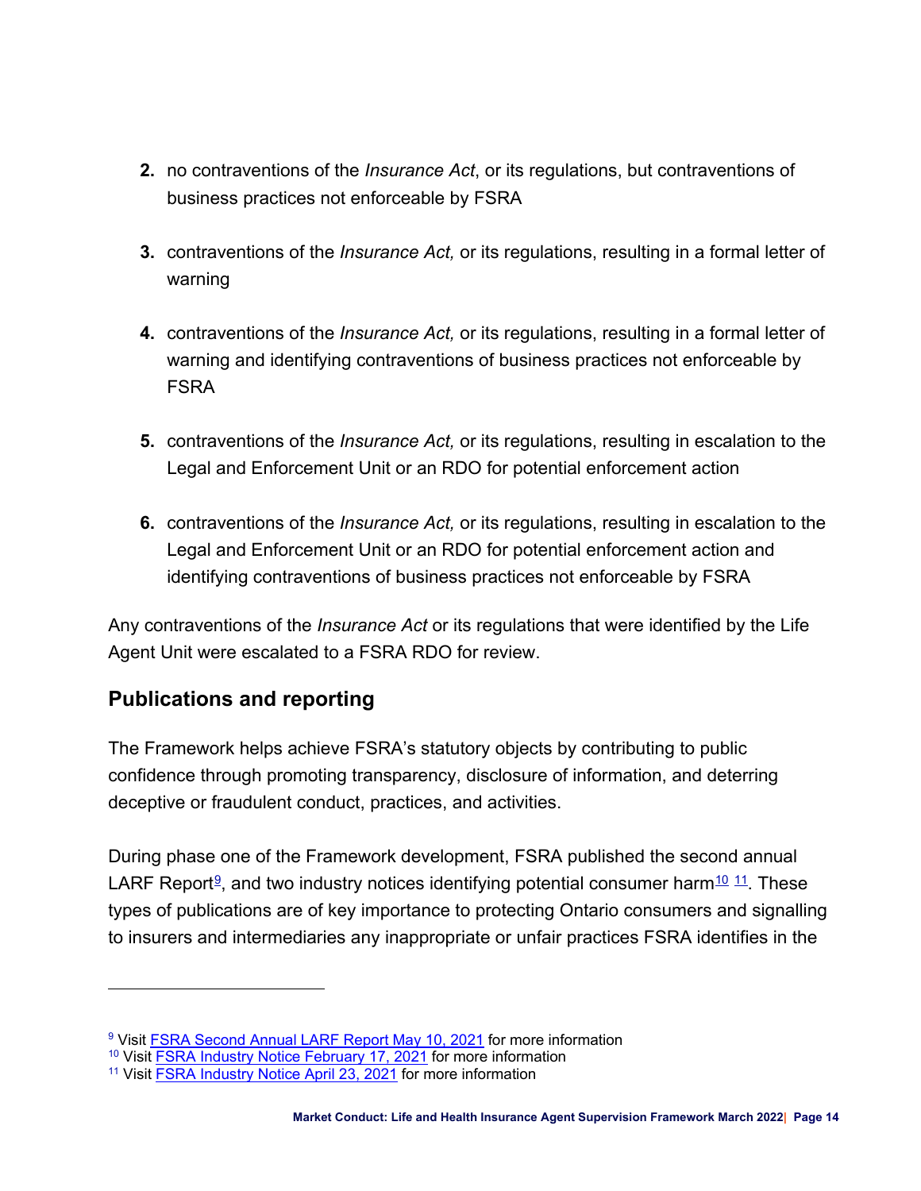2. no contraventions of the *Insurance Act*, or its regulations, but contraventions of business practices not enforceable by FSRA

3. contraventions of the *Insurance Act,* or its regulations, resulting in a formal letter of warning

4. contraventions of the *Insurance Act,* or its regulations, resulting in a formal letter of warning and identifying contraventions of business practices not enforceable by FSRA

5. contraventions of the *Insurance Act,* or its regulations, resulting in escalation to the Legal and Enforcement Unit or an RDO for potential enforcement action

6. contraventions of the *Insurance Act,* or its regulations, resulting in escalation to the Legal and Enforcement Unit or an RDO for potential enforcement action and identifying contraventions of business practices not enforceable by FSRA

Any contraventions of the *Insurance Act* or its regulations that were identified by the Life Agent Unit were escalated to a FSRA RDO for review.

## Publications and reporting

The Framework helps achieve FSRA's statutory objects by contributing to public confidence through promoting transparency, disclosure of information, and deterring deceptive or fraudulent conduct, practices, and activities.

During phase one of the Framework development, FSRA published the second annual LARF Report[9], and two industry notices identifying potential consumer harm[10] [11]. These types of publications are of key importance to protecting Ontario consumers and signalling to insurers and intermediaries any inappropriate or unfair practices FSRA identifies in the

---

[9] Visit FSRA Second Annual LARF Report May 10, 2021 for more information
[10] Visit FSRA Industry Notice February 17, 2021 for more information
[11] Visit FSRA Industry Notice April 23, 2021 for more information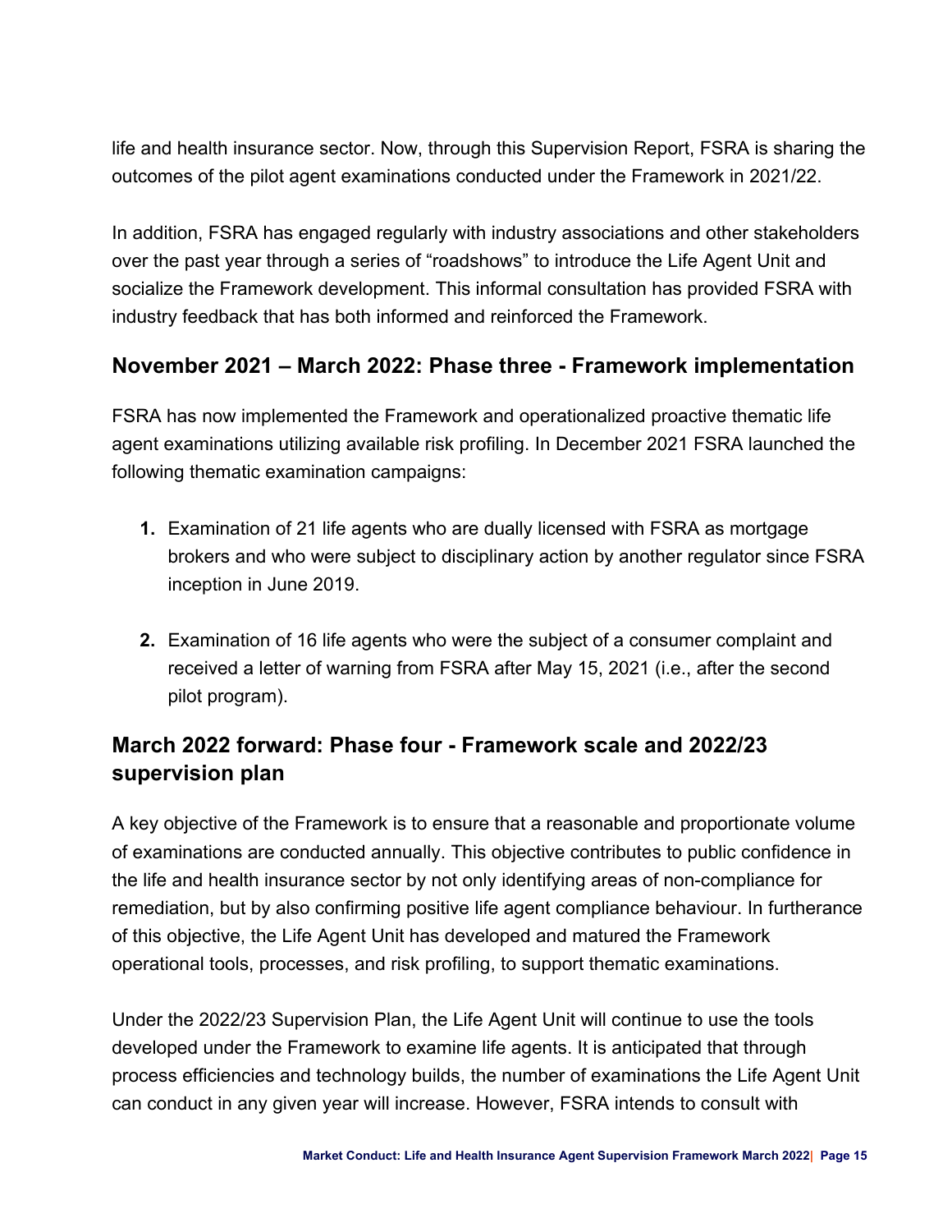life and health insurance sector. Now, through this Supervision Report, FSRA is sharing the outcomes of the pilot agent examinations conducted under the Framework in 2021/22.

In addition, FSRA has engaged regularly with industry associations and other stakeholders over the past year through a series of “roadshows” to introduce the Life Agent Unit and socialize the Framework development. This informal consultation has provided FSRA with industry feedback that has both informed and reinforced the Framework.

## November 2021 – March 2022: Phase three - Framework implementation

FSRA has now implemented the Framework and operationalized proactive thematic life agent examinations utilizing available risk profiling. In December 2021 FSRA launched the following thematic examination campaigns:

1. Examination of 21 life agents who are dually licensed with FSRA as mortgage brokers and who were subject to disciplinary action by another regulator since FSRA inception in June 2019.

2. Examination of 16 life agents who were the subject of a consumer complaint and received a letter of warning from FSRA after May 15, 2021 (i.e., after the second pilot program).

## March 2022 forward: Phase four - Framework scale and 2022/23 supervision plan

A key objective of the Framework is to ensure that a reasonable and proportionate volume of examinations are conducted annually. This objective contributes to public confidence in the life and health insurance sector by not only identifying areas of non-compliance for remediation, but by also confirming positive life agent compliance behaviour. In furtherance of this objective, the Life Agent Unit has developed and matured the Framework operational tools, processes, and risk profiling, to support thematic examinations.

Under the 2022/23 Supervision Plan, the Life Agent Unit will continue to use the tools developed under the Framework to examine life agents. It is anticipated that through process efficiencies and technology builds, the number of examinations the Life Agent Unit can conduct in any given year will increase. However, FSRA intends to consult with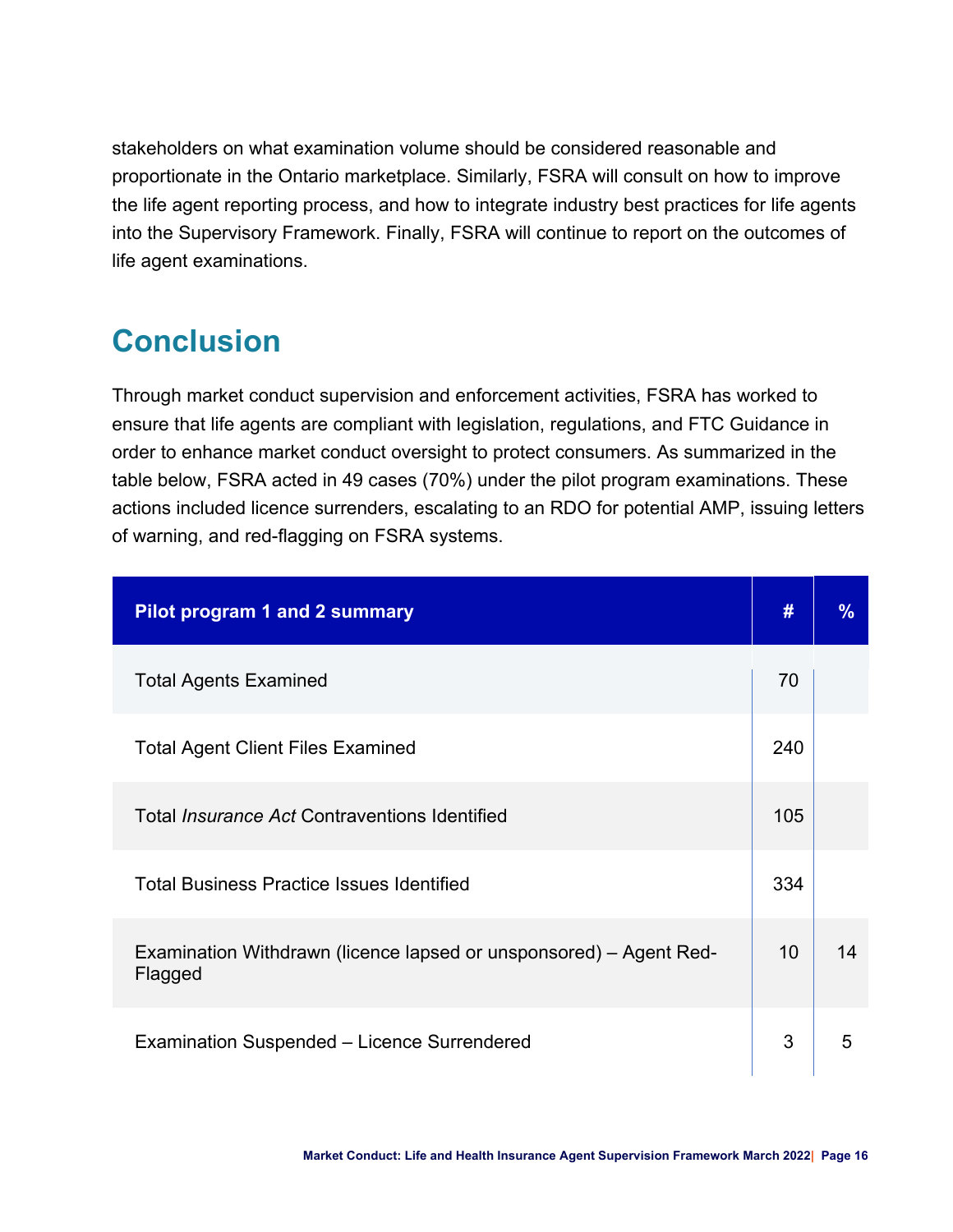stakeholders on what examination volume should be considered reasonable and proportionate in the Ontario marketplace. Similarly, FSRA will consult on how to improve the life agent reporting process, and how to integrate industry best practices for life agents into the Supervisory Framework. Finally, FSRA will continue to report on the outcomes of life agent examinations.

## Conclusion

Through market conduct supervision and enforcement activities, FSRA has worked to ensure that life agents are compliant with legislation, regulations, and FTC Guidance in order to enhance market conduct oversight to protect consumers. As summarized in the table below, FSRA acted in 49 cases (70%) under the pilot program examinations. These actions included licence surrenders, escalating to an RDO for potential AMP, issuing letters of warning, and red-flagging on FSRA systems.

| Pilot program 1 and 2 summary | # | % |
|---|---|---|
| Total Agents Examined | 70 | |
| Total Agent Client Files Examined | 240 | |
| Total *Insurance Act* Contraventions Identified | 105 | |
| Total Business Practice Issues Identified | 334 | |
| Examination Withdrawn (licence lapsed or unsponsored) – Agent Red-Flagged | 10 | 14 |
| Examination Suspended – Licence Surrendered | 3 | 5 |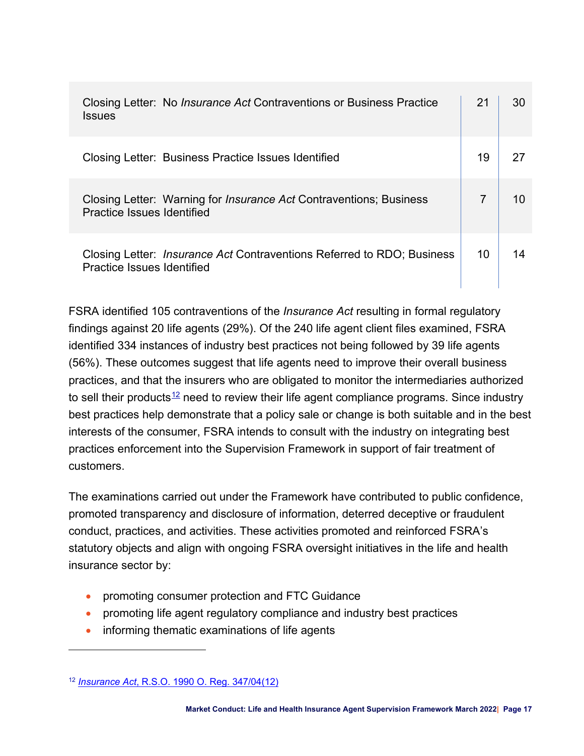| Closing Letter: No *Insurance Act* Contraventions or Business Practice Issues | 21 | 30 |
|---|---|---|
| Closing Letter: Business Practice Issues Identified | 19 | 27 |
| Closing Letter: Warning for *Insurance Act* Contraventions; Business Practice Issues Identified | 7 | 10 |
| Closing Letter: *Insurance Act* Contraventions Referred to RDO; Business Practice Issues Identified | 10 | 14 |

FSRA identified 105 contraventions of the *Insurance Act* resulting in formal regulatory findings against 20 life agents (29%). Of the 240 life agent client files examined, FSRA identified 334 instances of industry best practices not being followed by 39 life agents (56%). These outcomes suggest that life agents need to improve their overall business practices, and that the insurers who are obligated to monitor the intermediaries authorized to sell their products[12] need to review their life agent compliance programs. Since industry best practices help demonstrate that a policy sale or change is both suitable and in the best interests of the consumer, FSRA intends to consult with the industry on integrating best practices enforcement into the Supervision Framework in support of fair treatment of customers.

The examinations carried out under the Framework have contributed to public confidence, promoted transparency and disclosure of information, deterred deceptive or fraudulent conduct, practices, and activities. These activities promoted and reinforced FSRA's statutory objects and align with ongoing FSRA oversight initiatives in the life and health insurance sector by:

- promoting consumer protection and FTC Guidance
- promoting life agent regulatory compliance and industry best practices
- informing thematic examinations of life agents

[12] *Insurance Act*, R.S.O. 1990 O. Reg. 347/04(12)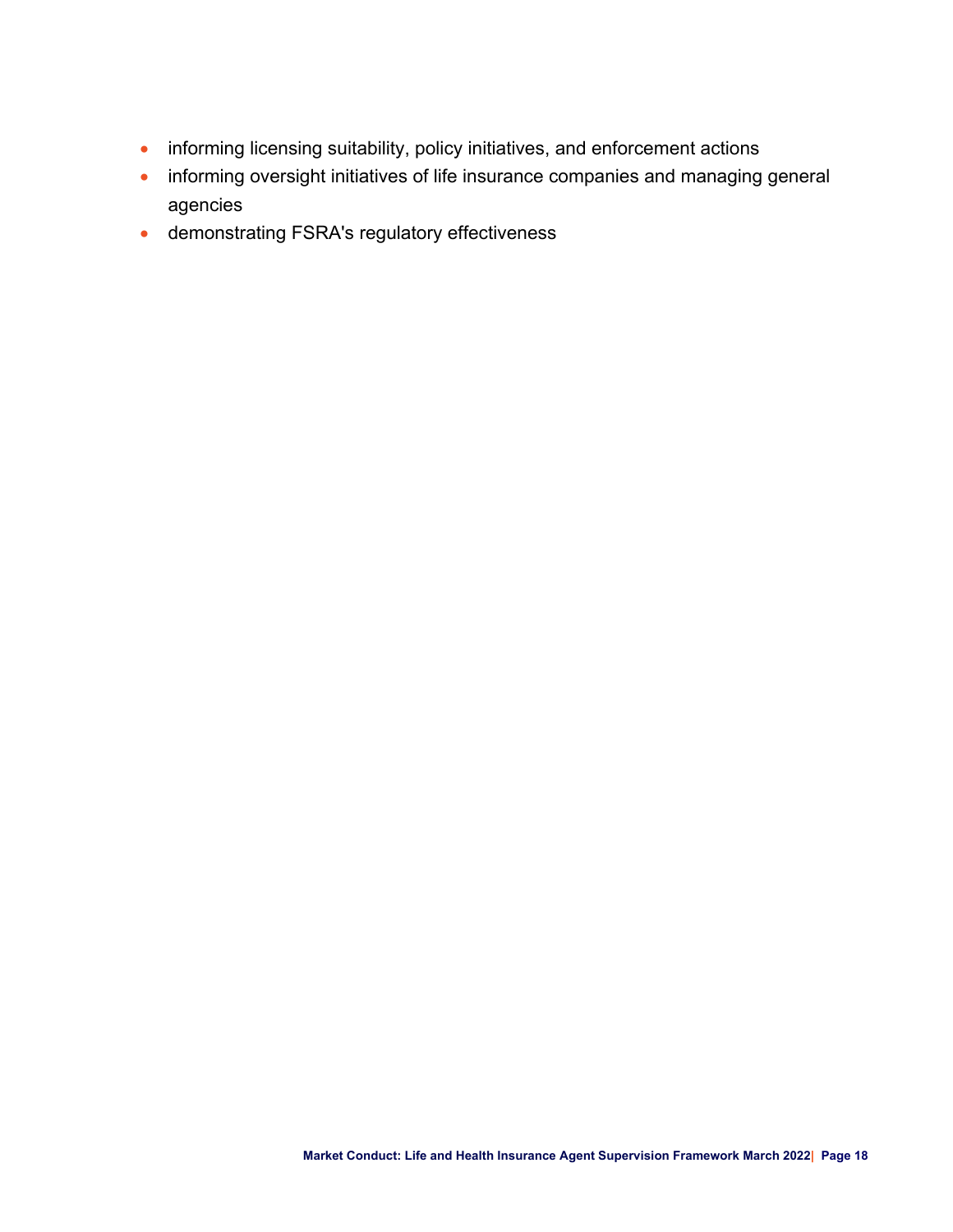- informing licensing suitability, policy initiatives, and enforcement actions
- informing oversight initiatives of life insurance companies and managing general agencies
- demonstrating FSRA's regulatory effectiveness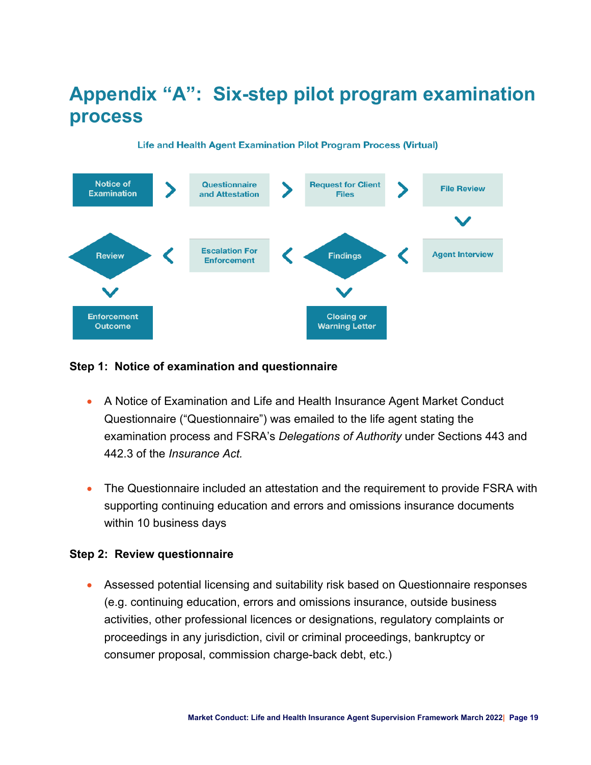# Appendix "A": Six-step pilot program examination process

Life and Health Agent Examination Pilot Program Process (Virtual)

Notice of Examination > Questionnaire and Attestation > Request for Client Files > File Review > Agent Interview > Findings > Escalation For Enforcement > Review > Enforcement Outcome

Findings > Closing or Warning Letter

**Step 1: Notice of examination and questionnaire**

- A Notice of Examination and Life and Health Insurance Agent Market Conduct Questionnaire ("Questionnaire") was emailed to the life agent stating the examination process and FSRA's *Delegations of Authority* under Sections 443 and 442.3 of the *Insurance Act.*
- The Questionnaire included an attestation and the requirement to provide FSRA with supporting continuing education and errors and omissions insurance documents within 10 business days

**Step 2: Review questionnaire**

- Assessed potential licensing and suitability risk based on Questionnaire responses (e.g. continuing education, errors and omissions insurance, outside business activities, other professional licences or designations, regulatory complaints or proceedings in any jurisdiction, civil or criminal proceedings, bankruptcy or consumer proposal, commission charge-back debt, etc.)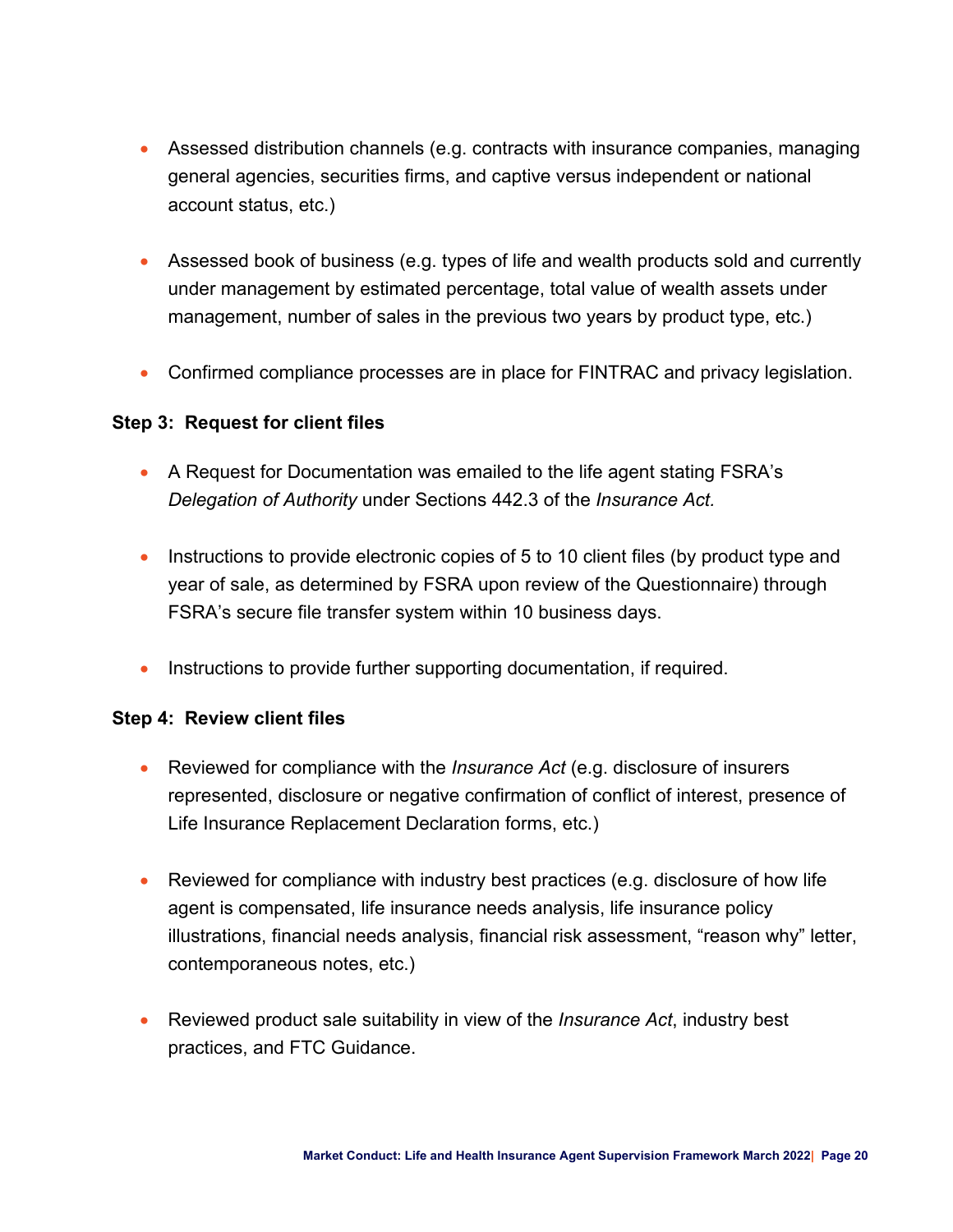- Assessed distribution channels (e.g. contracts with insurance companies, managing general agencies, securities firms, and captive versus independent or national account status, etc.)
- Assessed book of business (e.g. types of life and wealth products sold and currently under management by estimated percentage, total value of wealth assets under management, number of sales in the previous two years by product type, etc.)
- Confirmed compliance processes are in place for FINTRAC and privacy legislation.

**Step 3: Request for client files**

- A Request for Documentation was emailed to the life agent stating FSRA's *Delegation of Authority* under Sections 442.3 of the *Insurance Act.*
- Instructions to provide electronic copies of 5 to 10 client files (by product type and year of sale, as determined by FSRA upon review of the Questionnaire) through FSRA's secure file transfer system within 10 business days.
- Instructions to provide further supporting documentation, if required.

**Step 4: Review client files**

- Reviewed for compliance with the *Insurance Act* (e.g. disclosure of insurers represented, disclosure or negative confirmation of conflict of interest, presence of Life Insurance Replacement Declaration forms, etc.)
- Reviewed for compliance with industry best practices (e.g. disclosure of how life agent is compensated, life insurance needs analysis, life insurance policy illustrations, financial needs analysis, financial risk assessment, "reason why" letter, contemporaneous notes, etc.)
- Reviewed product sale suitability in view of the *Insurance Act*, industry best practices, and FTC Guidance.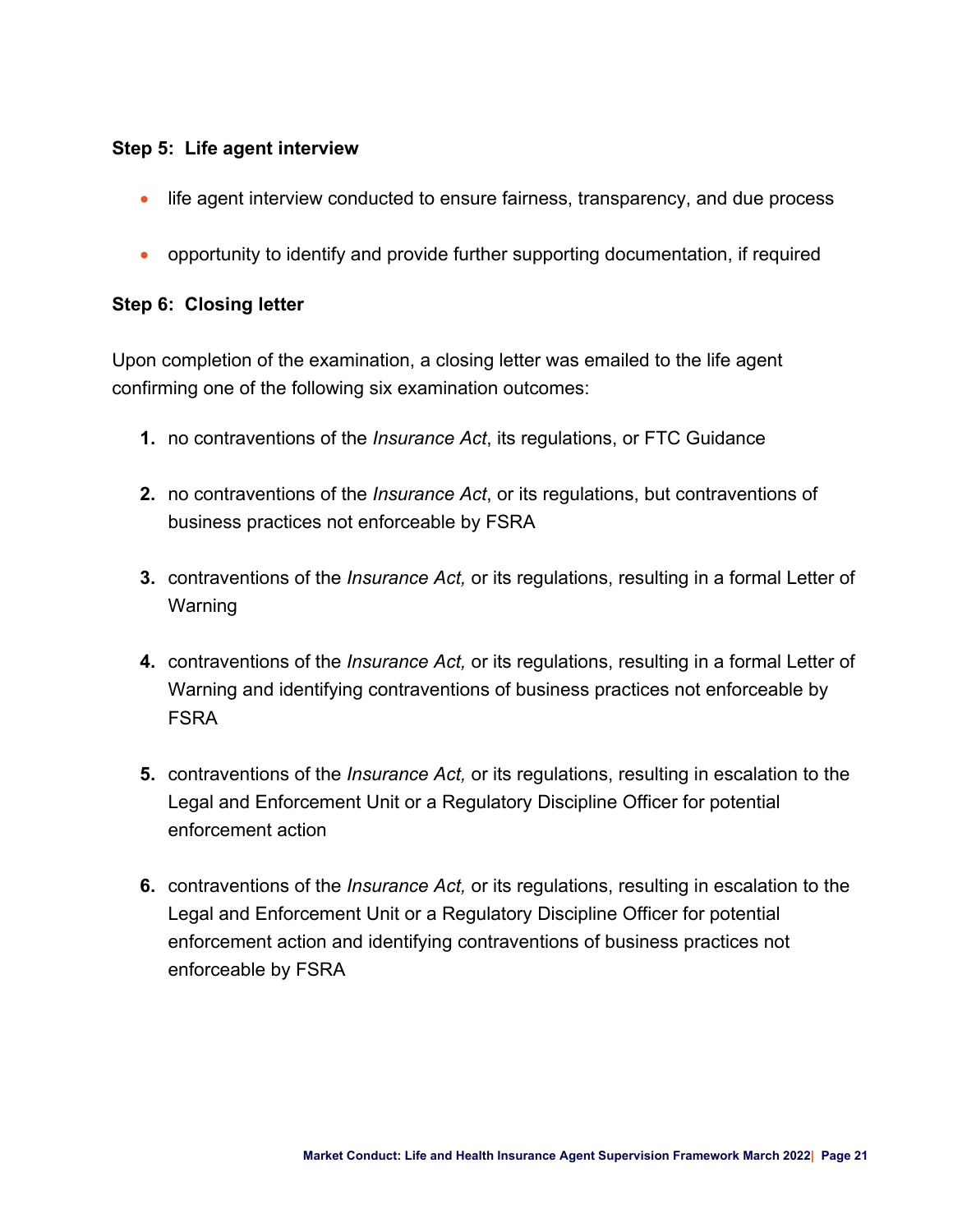**Step 5: Life agent interview**

- life agent interview conducted to ensure fairness, transparency, and due process
- opportunity to identify and provide further supporting documentation, if required

**Step 6: Closing letter**

Upon completion of the examination, a closing letter was emailed to the life agent confirming one of the following six examination outcomes:

1. no contraventions of the *Insurance Act*, its regulations, or FTC Guidance
2. no contraventions of the *Insurance Act*, or its regulations, but contraventions of business practices not enforceable by FSRA
3. contraventions of the *Insurance Act,* or its regulations, resulting in a formal Letter of Warning
4. contraventions of the *Insurance Act,* or its regulations, resulting in a formal Letter of Warning and identifying contraventions of business practices not enforceable by FSRA
5. contraventions of the *Insurance Act,* or its regulations, resulting in escalation to the Legal and Enforcement Unit or a Regulatory Discipline Officer for potential enforcement action
6. contraventions of the *Insurance Act,* or its regulations, resulting in escalation to the Legal and Enforcement Unit or a Regulatory Discipline Officer for potential enforcement action and identifying contraventions of business practices not enforceable by FSRA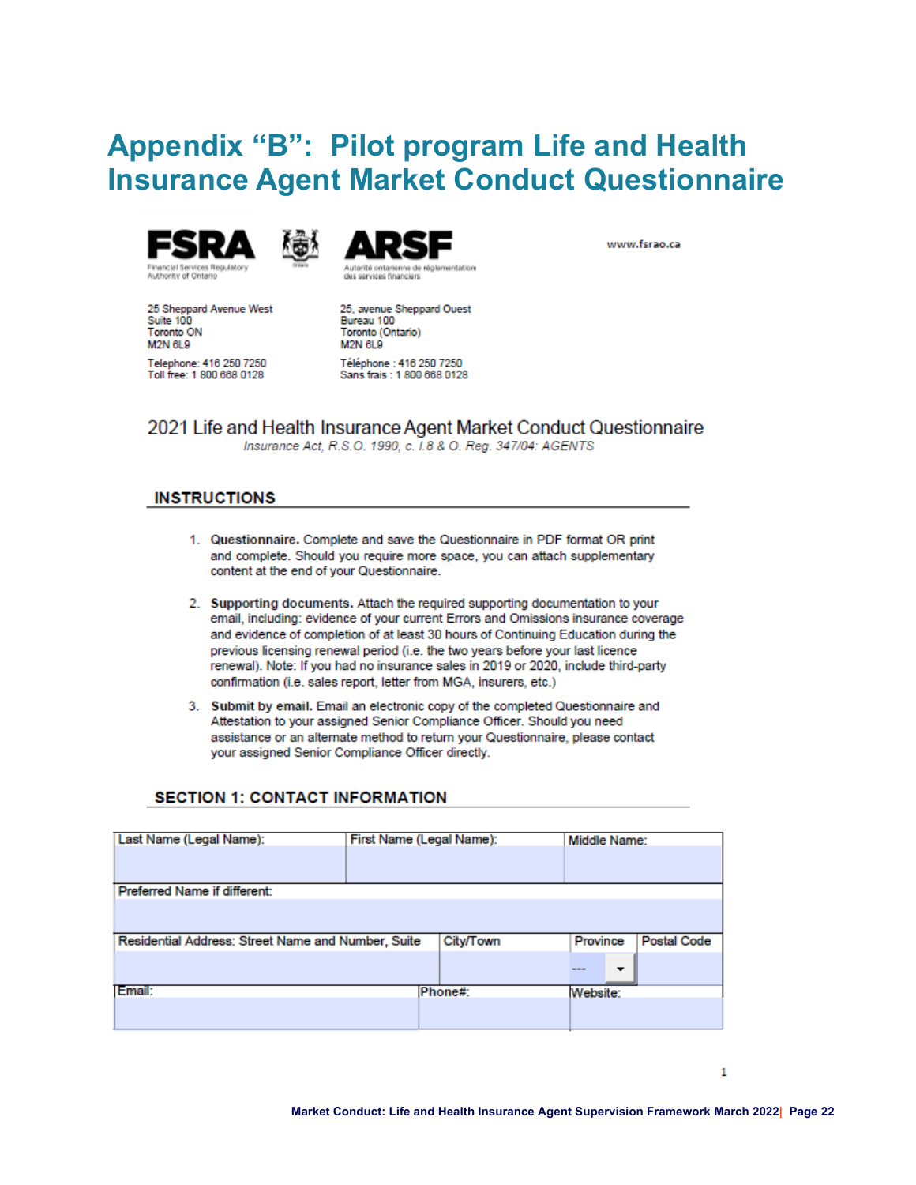# Appendix "B": Pilot program Life and Health Insurance Agent Market Conduct Questionnaire

**FSRA** Financial Services Regulatory Authority of Ontario

**ARSF** Autorité ontarienne de réglementation des services financiers

www.fsrao.ca

25 Sheppard Avenue West
Suite 100
Toronto ON
M2N 6L9

Telephone: 416 250 7250
Toll free: 1 800 668 0128

25, avenue Sheppard Ouest
Bureau 100
Toronto (Ontario)
M2N 6L9

Téléphone : 416 250 7250
Sans frais : 1 800 668 0128

## 2021 Life and Health Insurance Agent Market Conduct Questionnaire

*Insurance Act, R.S.O. 1990, c. I.8 & O. Reg. 347/04: AGENTS*

### INSTRUCTIONS

1. **Questionnaire.** Complete and save the Questionnaire in PDF format OR print and complete. Should you require more space, you can attach supplementary content at the end of your Questionnaire.
2. **Supporting documents.** Attach the required supporting documentation to your email, including: evidence of your current Errors and Omissions insurance coverage and evidence of completion of at least 30 hours of Continuing Education during the previous licensing renewal period (i.e. the two years before your last licence renewal). Note: If you had no insurance sales in 2019 or 2020, include third-party confirmation (i.e. sales report, letter from MGA, insurers, etc.)
3. **Submit by email.** Email an electronic copy of the completed Questionnaire and Attestation to your assigned Senior Compliance Officer. Should you need assistance or an alternate method to return your Questionnaire, please contact your assigned Senior Compliance Officer directly.

### SECTION 1: CONTACT INFORMATION

| Last Name (Legal Name): | First Name (Legal Name): | Middle Name: | |
|---|---|---|---|
| | | | |
| Preferred Name if different: | | | |
| | | | |
| Residential Address: Street Name and Number, Suite | City/Town | Province | Postal Code |
| | | --- | |
| Email: | Phone#: | Website: | |
| | | | |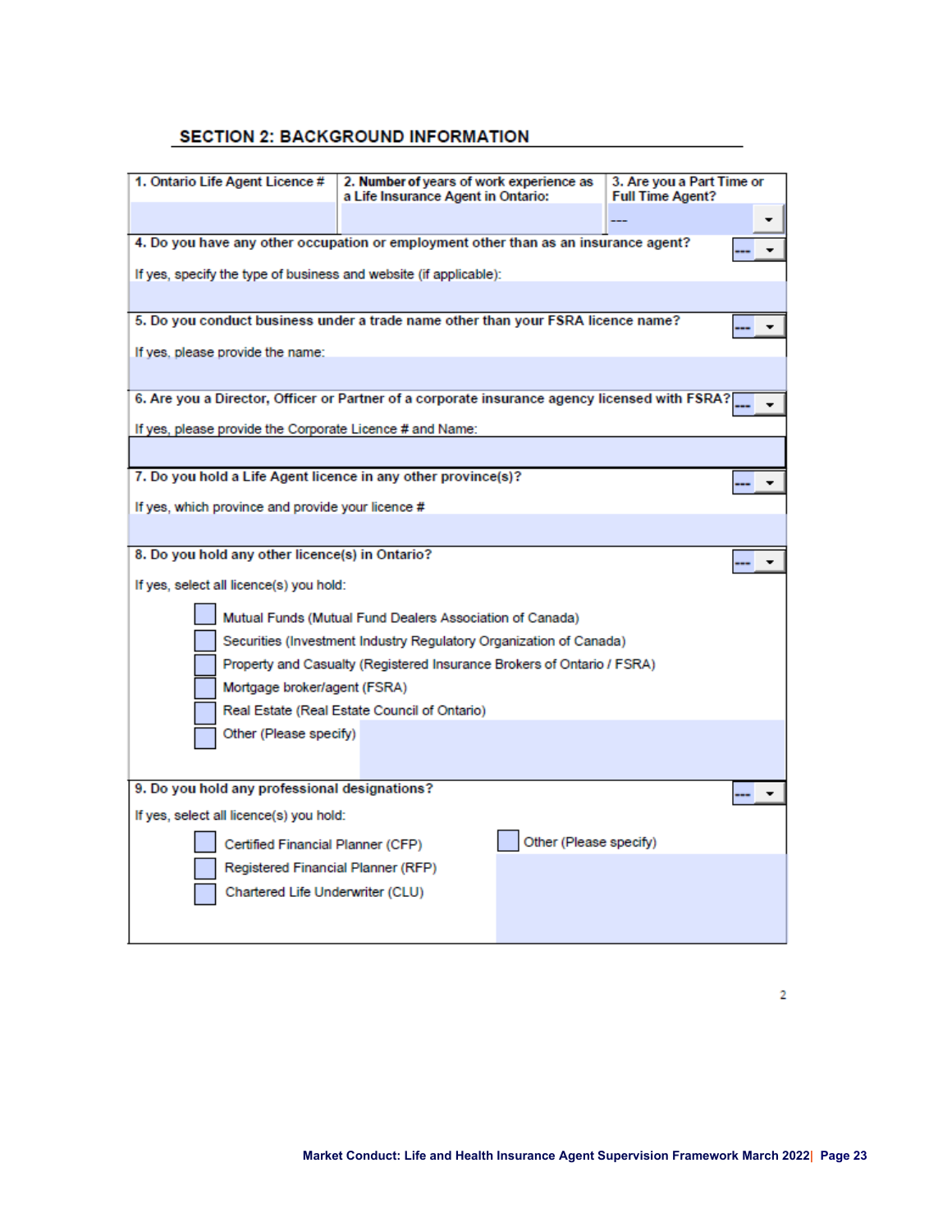## SECTION 2: BACKGROUND INFORMATION

| 1. Ontario Life Agent Licence # | 2. Number of years of work experience as a Life Insurance Agent in Ontario: | 3. Are you a Part Time or Full Time Agent? |
|---|---|---|
| | | --- |

**4. Do you have any other occupation or employment other than as an insurance agent?** ---

If yes, specify the type of business and website (if applicable):

**5. Do you conduct business under a trade name other than your FSRA licence name?** ---

If yes, please provide the name:

**6. Are you a Director, Officer or Partner of a corporate insurance agency licensed with FSRA?** ---

If yes, please provide the Corporate Licence # and Name:

**7. Do you hold a Life Agent licence in any other province(s)?** ---

If yes, which province and provide your licence #

**8. Do you hold any other licence(s) in Ontario?** ---

If yes, select all licence(s) you hold:

- ☐ Mutual Funds (Mutual Fund Dealers Association of Canada)
- ☐ Securities (Investment Industry Regulatory Organization of Canada)
- ☐ Property and Casualty (Registered Insurance Brokers of Ontario / FSRA)
- ☐ Mortgage broker/agent (FSRA)
- ☐ Real Estate (Real Estate Council of Ontario)
- ☐ Other (Please specify)

**9. Do you hold any professional designations?** ---

If yes, select all licence(s) you hold:

- ☐ Certified Financial Planner (CFP)
- ☐ Registered Financial Planner (RFP)
- ☐ Chartered Life Underwriter (CLU)
- ☐ Other (Please specify)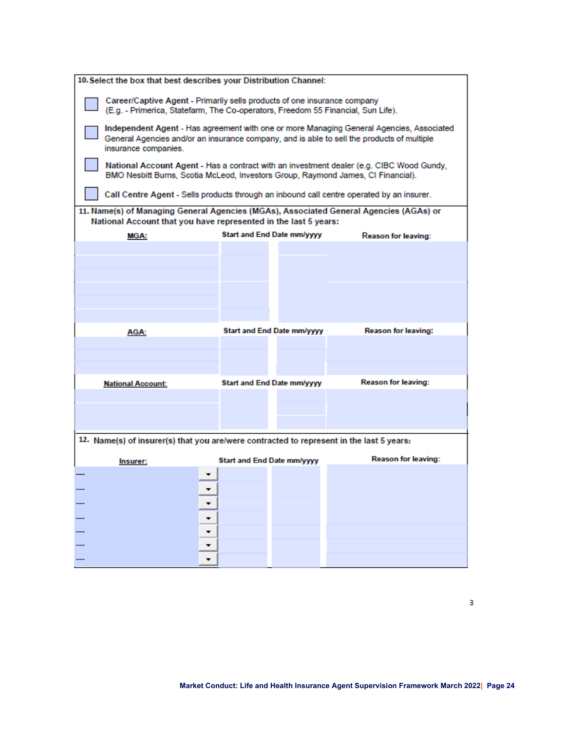**10. Select the box that best describes your Distribution Channel:**

- ☐ **Career/Captive Agent** - Primarily sells products of one insurance company (E.g. - Primerica, Statefarm, The Co-operators, Freedom 55 Financial, Sun Life).
- ☐ **Independent Agent** - Has agreement with one or more Managing General Agencies, Associated General Agencies and/or an insurance company, and is able to sell the products of multiple insurance companies.
- ☐ **National Account Agent** - Has a contract with an investment dealer (e.g. CIBC Wood Gundy, BMO Nesbitt Burns, Scotia McLeod, Investors Group, Raymond James, CI Financial).
- ☐ **Call Centre Agent** - Sells products through an inbound call centre operated by an insurer.

**11. Name(s) of Managing General Agencies (MGAs), Associated General Agencies (AGAs) or National Account that you have represented in the last 5 years:**

| MGA: | Start and End Date mm/yyyy | | Reason for leaving: |
|---|---|---|---|
| | | | |
| | | | |
| | | | |
| | | | |
| | | | |
| | | | |

| AGA: | Start and End Date mm/yyyy | | Reason for leaving: |
|---|---|---|---|
| | | | |
| | | | |
| | | | |

| National Account: | Start and End Date mm/yyyy | | Reason for leaving: |
|---|---|---|---|
| | | | |
| | | | |
| | | | |

**12. Name(s) of insurer(s) that you are/were contracted to represent in the last 5 years:**

| Insurer: | Start and End Date mm/yyyy | | Reason for leaving: |
|---|---|---|---|
| --- | | | |
| --- | | | |
| --- | | | |
| --- | | | |
| --- | | | |
| --- | | | |
| --- | | | |

3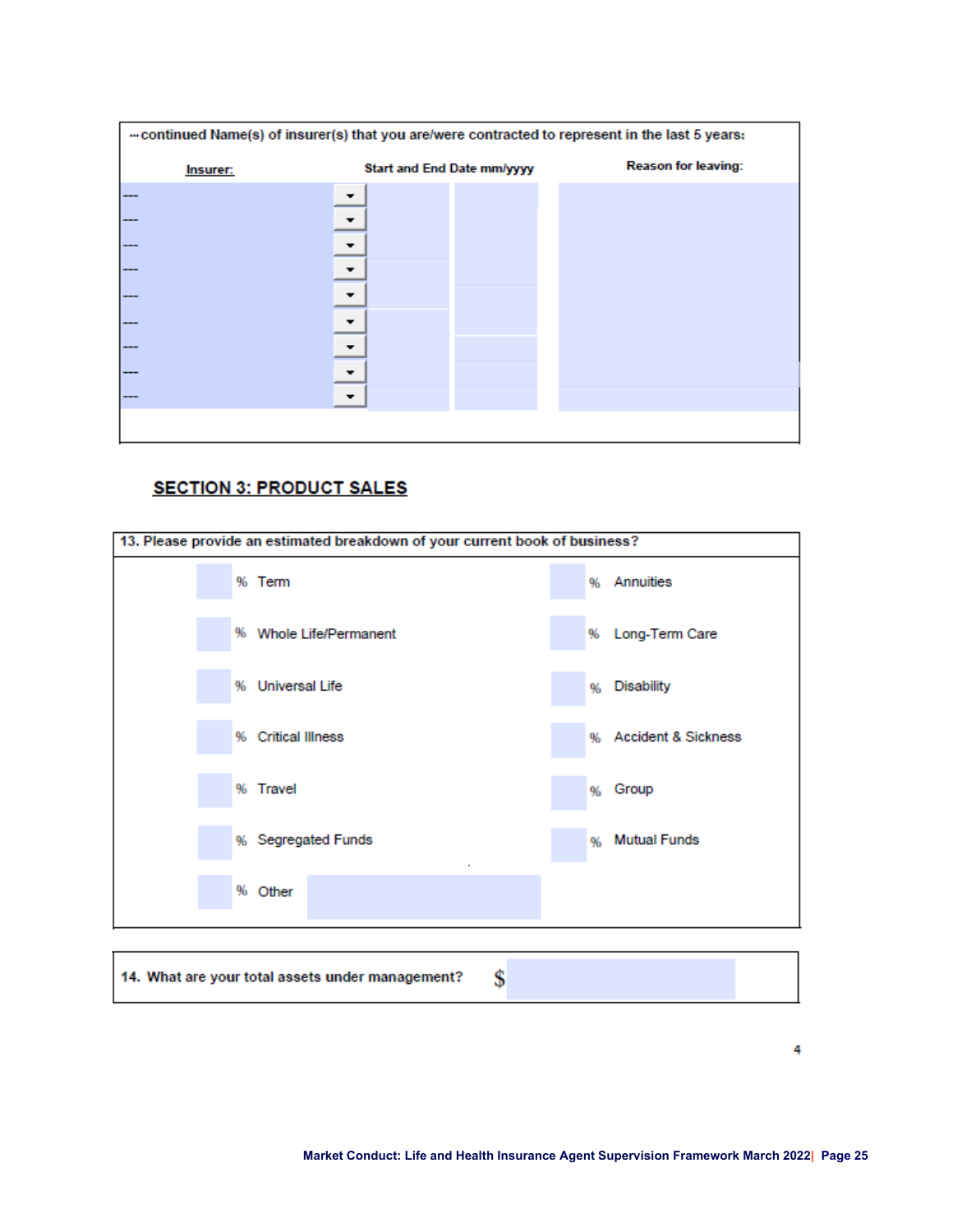…continued Name(s) of insurer(s) that you are/were contracted to represent in the last 5 years:

| Insurer: | Start and End Date mm/yyyy | | Reason for leaving: |
|---|---|---|---|
| --- | | | |
| --- | | | |
| --- | | | |
| --- | | | |
| --- | | | |
| --- | | | |
| --- | | | |
| --- | | | |
| --- | | | |

## SECTION 3: PRODUCT SALES

13. Please provide an estimated breakdown of your current book of business?

| | |
|---|---|
| ___ % Term | ___ % Annuities |
| ___ % Whole Life/Permanent | ___ % Long-Term Care |
| ___ % Universal Life | ___ % Disability |
| ___ % Critical Illness | ___ % Accident & Sickness |
| ___ % Travel | ___ % Group |
| ___ % Segregated Funds | ___ % Mutual Funds |
| ___ % Other ___________ | |

14. What are your total assets under management? $ ___________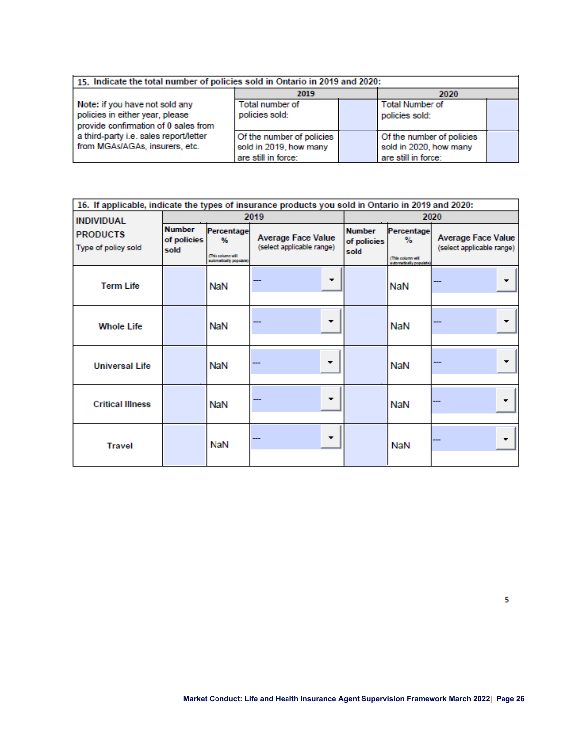| 15. Indicate the total number of policies sold in Ontario in 2019 and 2020: | | | | |
|---|---|---|---|---|
| | 2019 | | 2020 | |
| Note: if you have not sold any policies in either year, please provide confirmation of 0 sales from a third-party i.e. sales report/letter from MGAs/AGAs, insurers, etc. | Total number of policies sold: | | Total Number of policies sold: | |
| | Of the number of policies sold in 2019, how many are still in force: | | Of the number of policies sold in 2020, how many are still in force: | |

| 16. If applicable, indicate the types of insurance products you sold in Ontario in 2019 and 2020: | | | | | | |
|---|---|---|---|---|---|---|
| **INDIVIDUAL PRODUCTS** | 2019 | | | 2020 | | |
| Type of policy sold | **Number of policies sold** | **Percentage %** (This column will automatically populate) | Average Face Value (select applicable range) | **Number of policies sold** | **Percentage %** (This column will automatically populate) | Average Face Value (select applicable range) |
| **Term Life** | | NaN | --- | | NaN | --- |
| **Whole Life** | | NaN | --- | | NaN | --- |
| **Universal Life** | | NaN | --- | | NaN | --- |
| **Critical Illness** | | NaN | --- | | NaN | --- |
| **Travel** | | NaN | --- | | NaN | --- |

5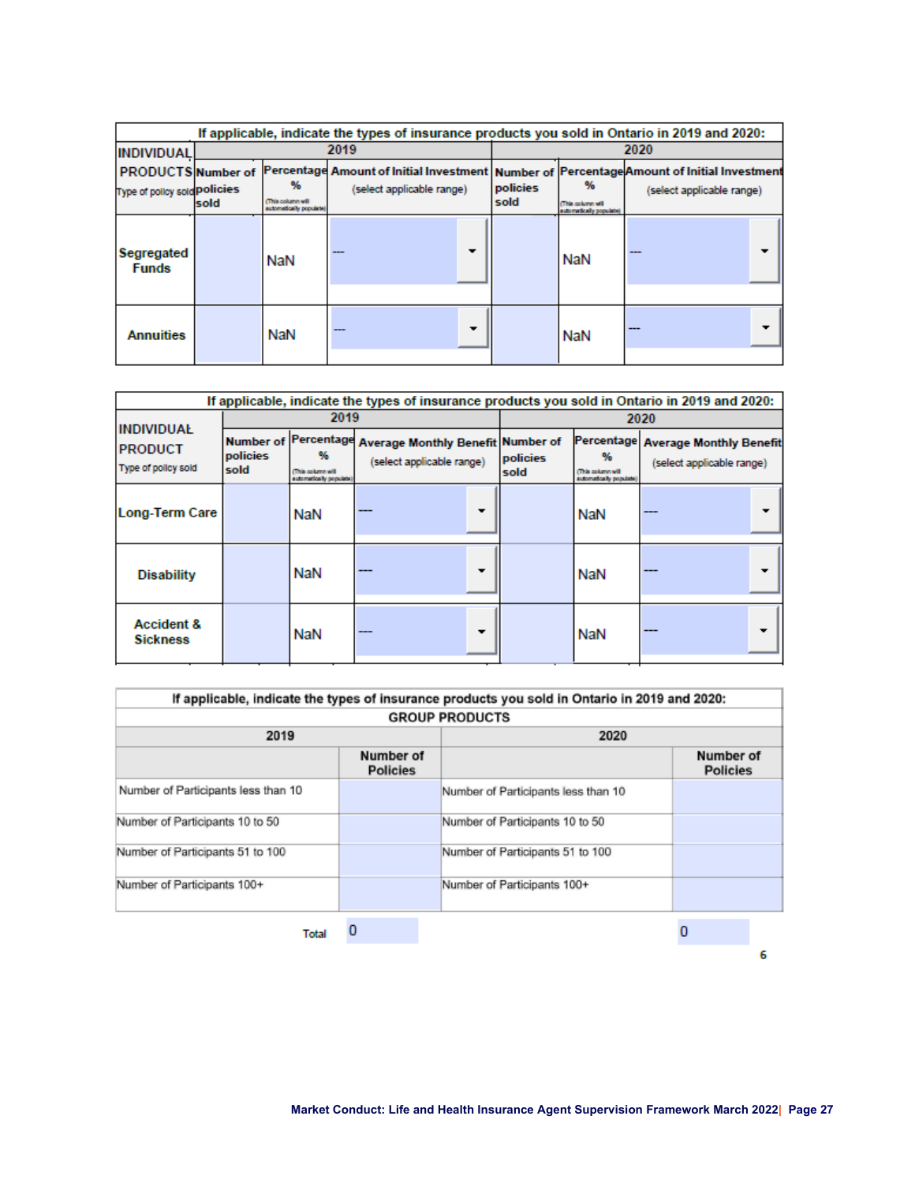| If applicable, indicate the types of insurance products you sold in Ontario in 2019 and 2020: | | | | | | |
|---|---|---|---|---|---|---|
| INDIVIDUAL PRODUCTS | 2019 | | | 2020 | | |
| Type of policy sold | Number of policies sold | Percentage % (This column will automatically populate) | Amount of Initial Investment (select applicable range) | Number of policies sold | Percentage % (This column will automatically populate) | Amount of Initial Investment (select applicable range) |
| Segregated Funds | | NaN | --- | | NaN | --- |
| Annuities | | NaN | --- | | NaN | --- |

| If applicable, indicate the types of insurance products you sold in Ontario in 2019 and 2020: | | | | | | |
|---|---|---|---|---|---|---|
| INDIVIDUAL PRODUCT | 2019 | | | 2020 | | |
| Type of policy sold | Number of policies sold | Percentage % (This column will automatically populate) | Average Monthly Benefit (select applicable range) | Number of policies sold | Percentage % (This column will automatically populate) | Average Monthly Benefit (select applicable range) |
| Long-Term Care | | NaN | --- | | NaN | --- |
| Disability | | NaN | --- | | NaN | --- |
| Accident & Sickness | | NaN | --- | | NaN | --- |

| If applicable, indicate the types of insurance products you sold in Ontario in 2019 and 2020: | | | |
|---|---|---|---|
| GROUP PRODUCTS | | | |
| 2019 | | 2020 | |
| | Number of Policies | | Number of Policies |
| Number of Participants less than 10 | | Number of Participants less than 10 | |
| Number of Participants 10 to 50 | | Number of Participants 10 to 50 | |
| Number of Participants 51 to 100 | | Number of Participants 51 to 100 | |
| Number of Participants 100+ | | Number of Participants 100+ | |
| Total | 0 | | 0 |

6

Market Conduct: Life and Health Insurance Agent Supervision Framework March 2022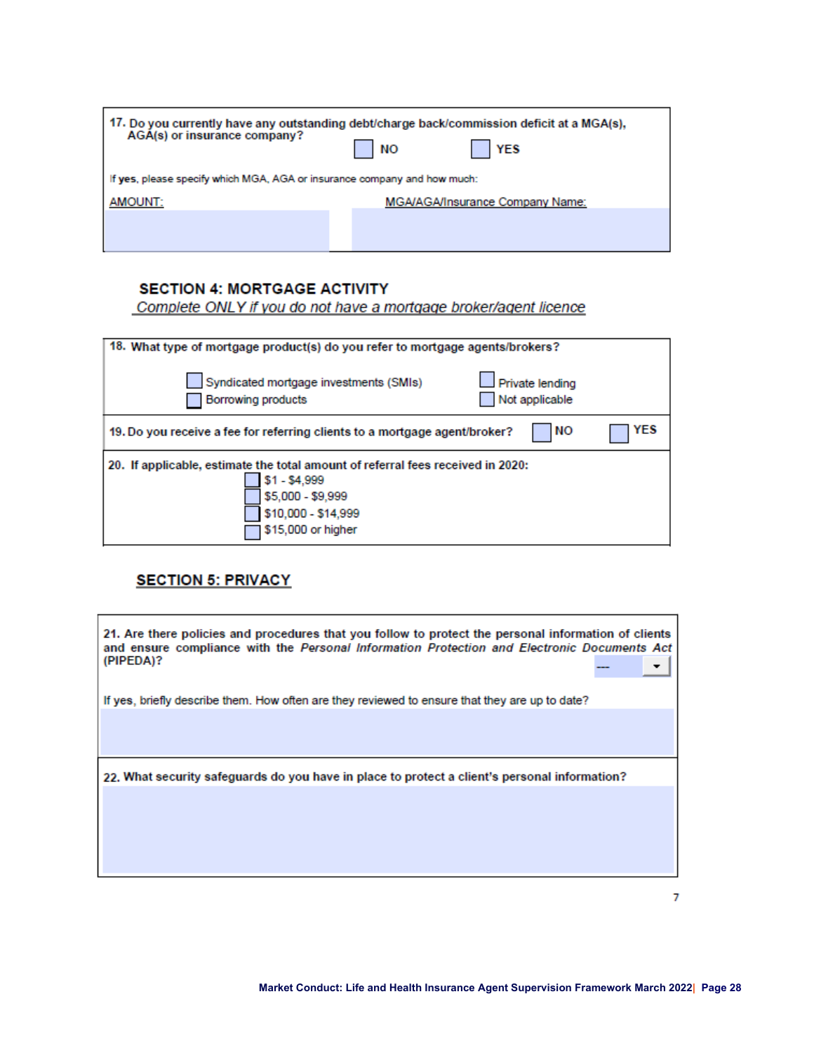**17.** Do you currently have any outstanding debt/charge back/commission deficit at a MGA(s), AGA(s) or insurance company?

☐ NO ☐ YES

If **yes**, please specify which MGA, AGA or insurance company and how much:

| AMOUNT: | MGA/AGA/Insurance Company Name: |
|---|---|
| | |

## SECTION 4: MORTGAGE ACTIVITY

*Complete ONLY if you do not have a mortgage broker/agent licence*

**18.** What type of mortgage product(s) do you refer to mortgage agents/brokers?

☐ Syndicated mortgage investments (SMIs)
☐ Borrowing products
☐ Private lending
☐ Not applicable

**19.** Do you receive a fee for referring clients to a mortgage agent/broker? ☐ NO ☐ YES

**20.** If applicable, estimate the total amount of referral fees received in 2020:

☐ $1 - $4,999
☐ $5,000 - $9,999
☐ $10,000 - $14,999
☐ $15,000 or higher

## SECTION 5: PRIVACY

**21.** Are there policies and procedures that you follow to protect the personal information of clients and ensure compliance with the *Personal Information Protection and Electronic Documents Act* (PIPEDA)? ---

If yes, briefly describe them. How often are they reviewed to ensure that they are up to date?

**22.** What security safeguards do you have in place to protect a client's personal information?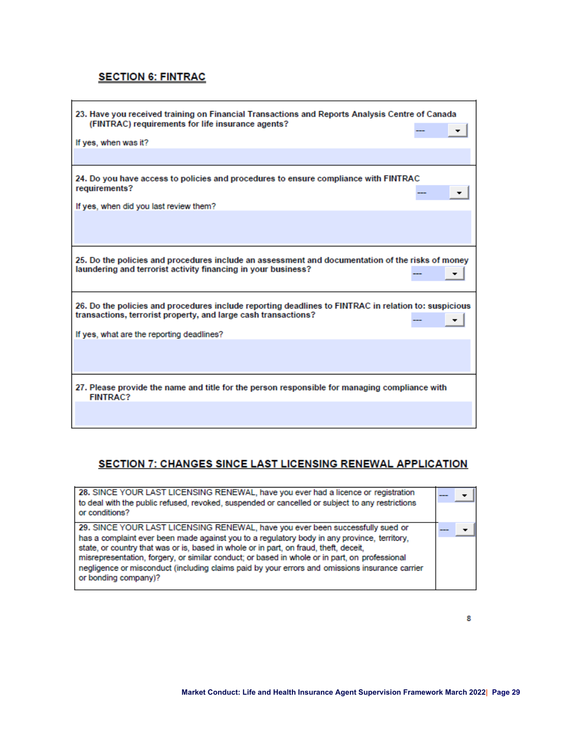## SECTION 6: FINTRAC

| | |
|---|---|
| **23. Have you received training on Financial Transactions and Reports Analysis Centre of Canada (FINTRAC) requirements for life insurance agents?**<br><br>If yes, when was it? | --- |
| **24. Do you have access to policies and procedures to ensure compliance with FINTRAC requirements?**<br><br>If yes, when did you last review them? | --- |
| **25. Do the policies and procedures include an assessment and documentation of the risks of money laundering and terrorist activity financing in your business?** | --- |
| **26. Do the policies and procedures include reporting deadlines to FINTRAC in relation to: suspicious transactions, terrorist property, and large cash transactions?**<br><br>If yes, what are the reporting deadlines? | --- |
| **27. Please provide the name and title for the person responsible for managing compliance with FINTRAC?** | |

## SECTION 7: CHANGES SINCE LAST LICENSING RENEWAL APPLICATION

| | |
|---|---|
| **28.** SINCE YOUR LAST LICENSING RENEWAL, have you ever had a licence or registration to deal with the public refused, revoked, suspended or cancelled or subject to any restrictions or conditions? | --- |
| **29.** SINCE YOUR LAST LICENSING RENEWAL, have you ever been successfully sued or has a complaint ever been made against you to a regulatory body in any province, territory, state, or country that was or is, based in whole or in part, on fraud, theft, deceit, misrepresentation, forgery, or similar conduct; or based in whole or in part, on professional negligence or misconduct (including claims paid by your errors and omissions insurance carrier or bonding company)? | --- |

8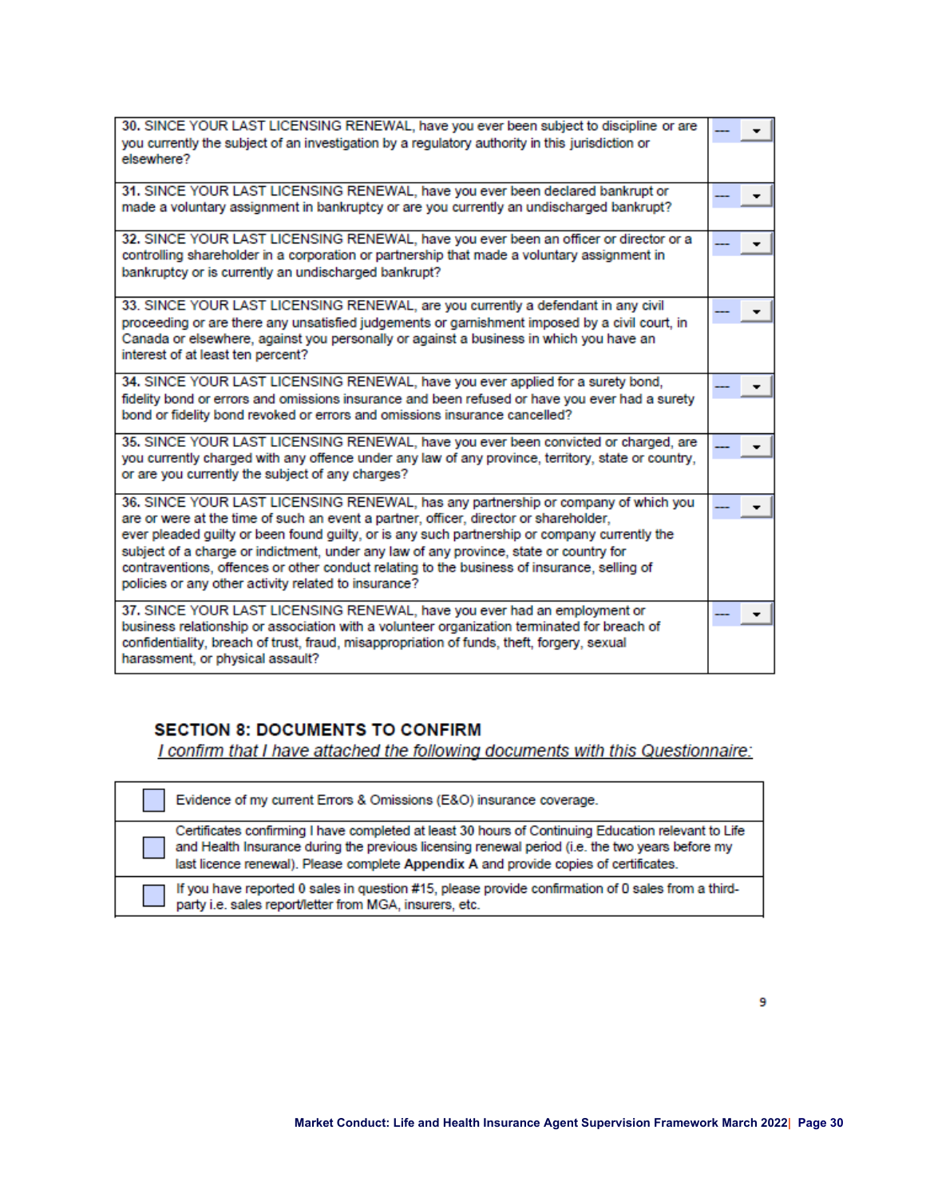| | |
|---|---|
| **30.** SINCE YOUR LAST LICENSING RENEWAL, have you ever been subject to discipline or are you currently the subject of an investigation by a regulatory authority in this jurisdiction or elsewhere? | --- |
| **31.** SINCE YOUR LAST LICENSING RENEWAL, have you ever been declared bankrupt or made a voluntary assignment in bankruptcy or are you currently an undischarged bankrupt? | --- |
| **32.** SINCE YOUR LAST LICENSING RENEWAL, have you ever been an officer or director or a controlling shareholder in a corporation or partnership that made a voluntary assignment in bankruptcy or is currently an undischarged bankrupt? | --- |
| 33. SINCE YOUR LAST LICENSING RENEWAL, are you currently a defendant in any civil proceeding or are there any unsatisfied judgements or garnishment imposed by a civil court, in Canada or elsewhere, against you personally or against a business in which you have an interest of at least ten percent? | --- |
| **34.** SINCE YOUR LAST LICENSING RENEWAL, have you ever applied for a surety bond, fidelity bond or errors and omissions insurance and been refused or have you ever had a surety bond or fidelity bond revoked or errors and omissions insurance cancelled? | --- |
| **35.** SINCE YOUR LAST LICENSING RENEWAL, have you ever been convicted or charged, are you currently charged with any offence under any law of any province, territory, state or country, or are you currently the subject of any charges? | --- |
| **36.** SINCE YOUR LAST LICENSING RENEWAL, has any partnership or company of which you are or were at the time of such an event a partner, officer, director or shareholder, ever pleaded guilty or been found guilty, or is any such partnership or company currently the subject of a charge or indictment, under any law of any province, state or country for contraventions, offences or other conduct relating to the business of insurance, selling of policies or any other activity related to insurance? | --- |
| **37.** SINCE YOUR LAST LICENSING RENEWAL, have you ever had an employment or business relationship or association with a volunteer organization terminated for breach of confidentiality, breach of trust, fraud, misappropriation of funds, theft, forgery, sexual harassment, or physical assault? | --- |

## SECTION 8: DOCUMENTS TO CONFIRM

*I confirm that I have attached the following documents with this Questionnaire:*

| | |
|---|---|
| ☐ | Evidence of my current Errors & Omissions (E&O) insurance coverage. |
| ☐ | Certificates confirming I have completed at least 30 hours of Continuing Education relevant to Life and Health Insurance during the previous licensing renewal period (i.e. the two years before my last licence renewal). Please complete **Appendix A** and provide copies of certificates. |
| ☐ | If you have reported 0 sales in question #15, please provide confirmation of 0 sales from a third-party i.e. sales report/letter from MGA, insurers, etc. |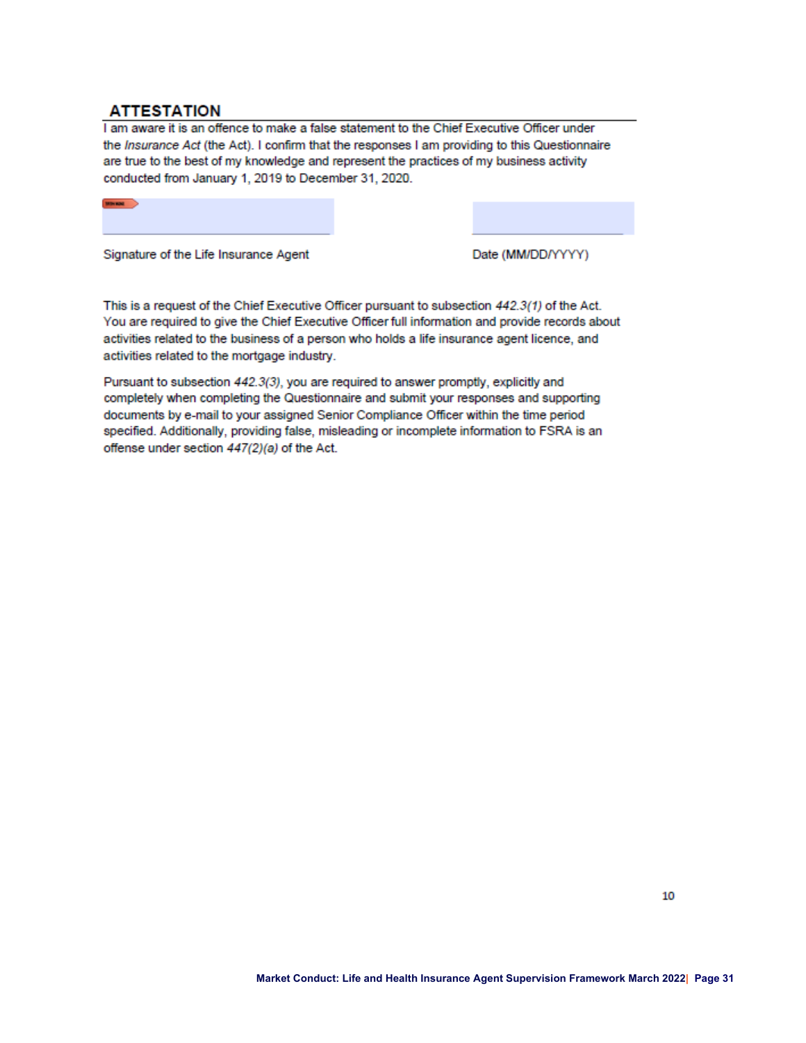## ATTESTATION

I am aware it is an offence to make a false statement to the Chief Executive Officer under the *Insurance Act* (the Act). I confirm that the responses I am providing to this Questionnaire are true to the best of my knowledge and represent the practices of my business activity conducted from January 1, 2019 to December 31, 2020.

| Signature of the Life Insurance Agent | Date (MM/DD/YYYY) |
| --- | --- |
| | |

This is a request of the Chief Executive Officer pursuant to subsection *442.3(1)* of the Act. You are required to give the Chief Executive Officer full information and provide records about activities related to the business of a person who holds a life insurance agent licence, and activities related to the mortgage industry.

Pursuant to subsection *442.3(3)*, you are required to answer promptly, explicitly and completely when completing the Questionnaire and submit your responses and supporting documents by e-mail to your assigned Senior Compliance Officer within the time period specified. Additionally, providing false, misleading or incomplete information to FSRA is an offense under section *447(2)(a)* of the Act.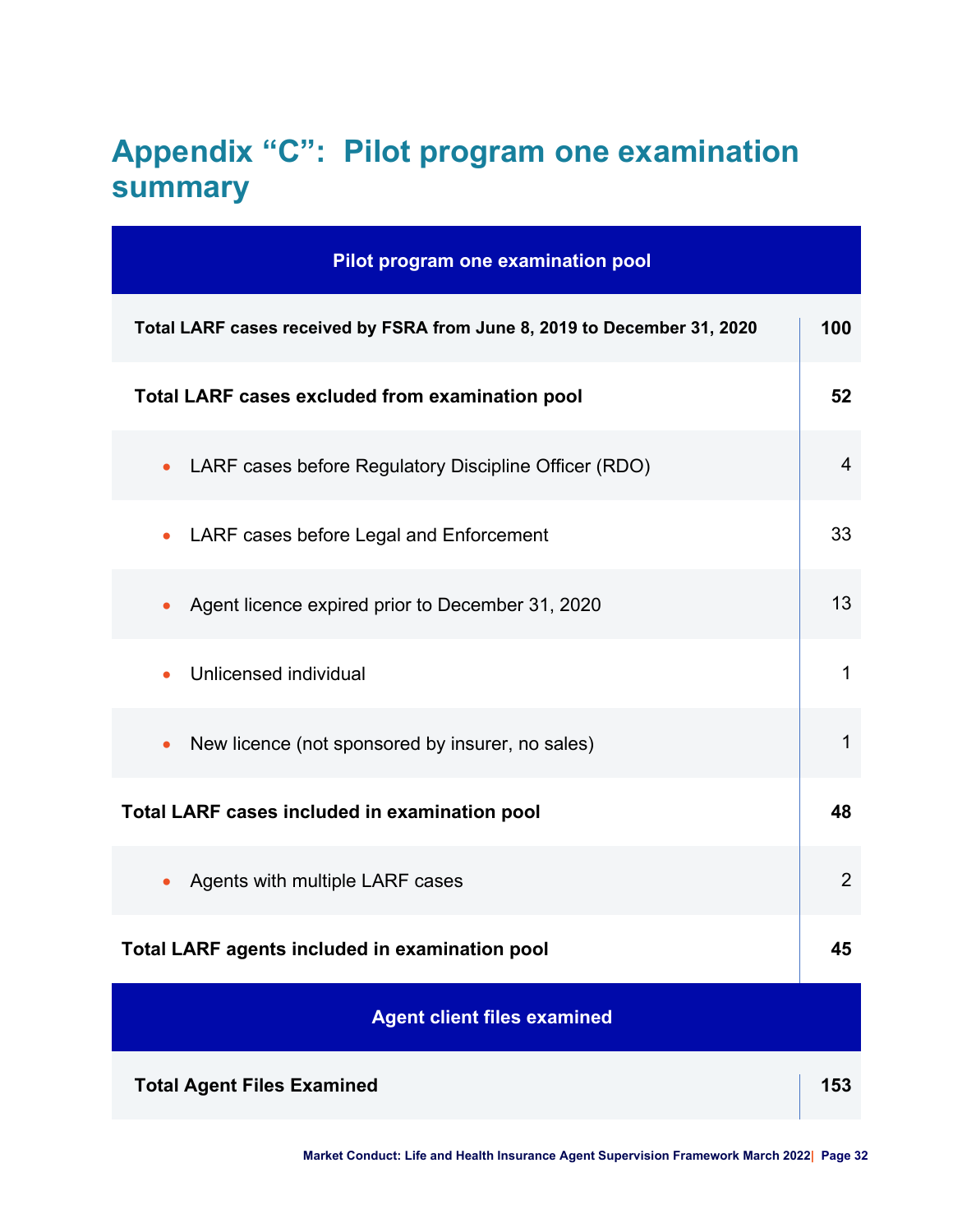# Appendix "C": Pilot program one examination summary

| Pilot program one examination pool | |
|---|---|
| **Total LARF cases received by FSRA from June 8, 2019 to December 31, 2020** | **100** |
| **Total LARF cases excluded from examination pool** | **52** |
| • LARF cases before Regulatory Discipline Officer (RDO) | 4 |
| • LARF cases before Legal and Enforcement | 33 |
| • Agent licence expired prior to December 31, 2020 | 13 |
| • Unlicensed individual | 1 |
| • New licence (not sponsored by insurer, no sales) | 1 |
| **Total LARF cases included in examination pool** | **48** |
| • Agents with multiple LARF cases | 2 |
| **Total LARF agents included in examination pool** | **45** |
| **Agent client files examined** | |
| **Total Agent Files Examined** | **153** |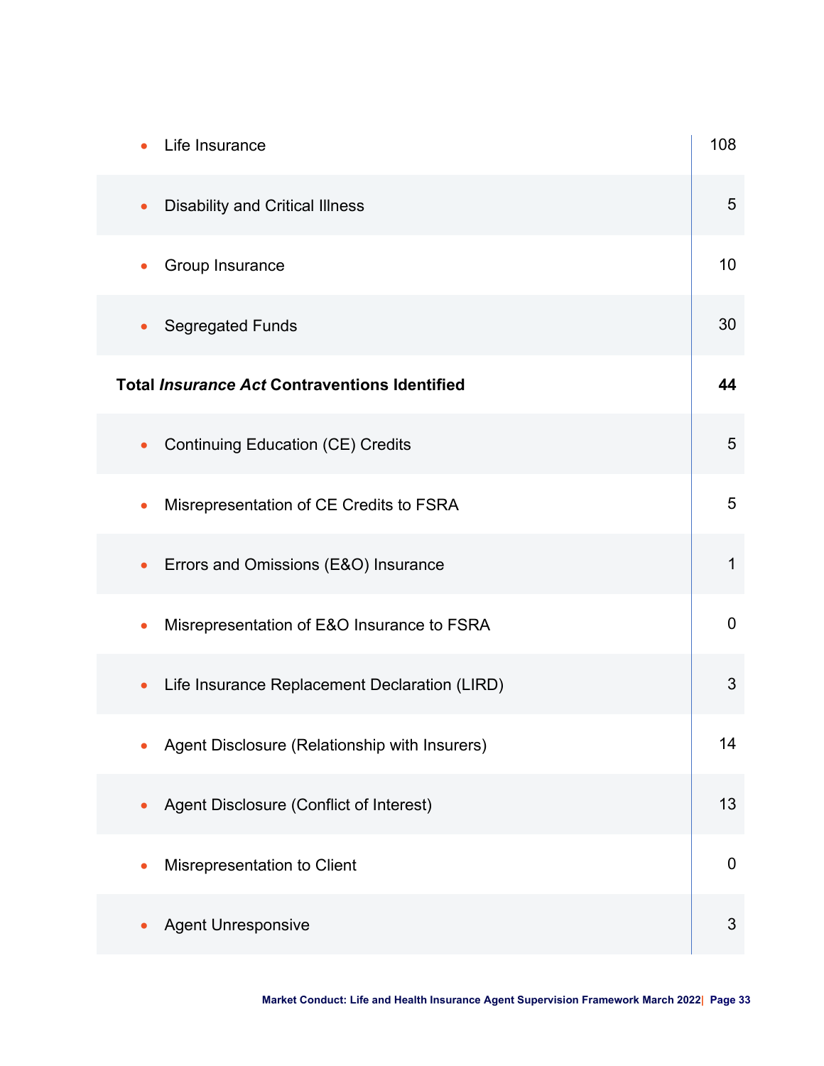| | |
|---|---|
| • Life Insurance | 108 |
| • Disability and Critical Illness | 5 |
| • Group Insurance | 10 |
| • Segregated Funds | 30 |
| **Total *Insurance Act* Contraventions Identified** | **44** |
| • Continuing Education (CE) Credits | 5 |
| • Misrepresentation of CE Credits to FSRA | 5 |
| • Errors and Omissions (E&O) Insurance | 1 |
| • Misrepresentation of E&O Insurance to FSRA | 0 |
| • Life Insurance Replacement Declaration (LIRD) | 3 |
| • Agent Disclosure (Relationship with Insurers) | 14 |
| • Agent Disclosure (Conflict of Interest) | 13 |
| • Misrepresentation to Client | 0 |
| • Agent Unresponsive | 3 |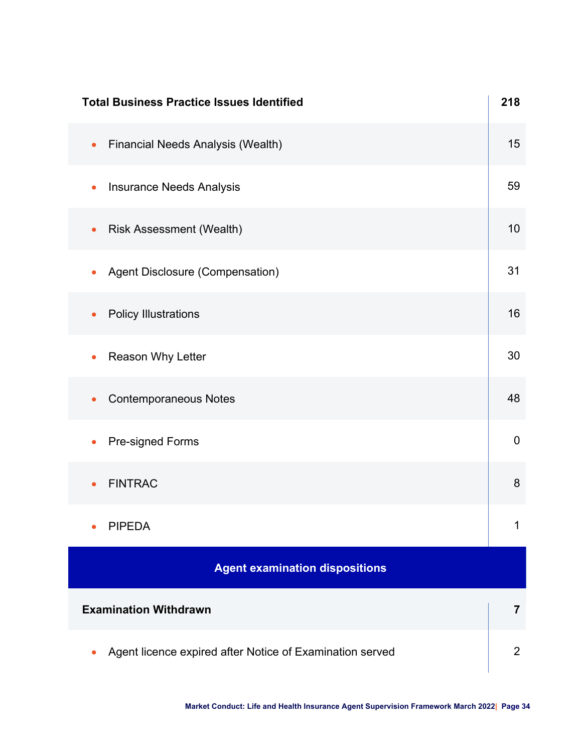| Total Business Practice Issues Identified | 218 |
|---|---|
| • Financial Needs Analysis (Wealth) | 15 |
| • Insurance Needs Analysis | 59 |
| • Risk Assessment (Wealth) | 10 |
| • Agent Disclosure (Compensation) | 31 |
| • Policy Illustrations | 16 |
| • Reason Why Letter | 30 |
| • Contemporaneous Notes | 48 |
| • Pre-signed Forms | 0 |
| • FINTRAC | 8 |
| • PIPEDA | 1 |

| Agent examination dispositions | |
|---|---|
| **Examination Withdrawn** | **7** |
| • Agent licence expired after Notice of Examination served | 2 |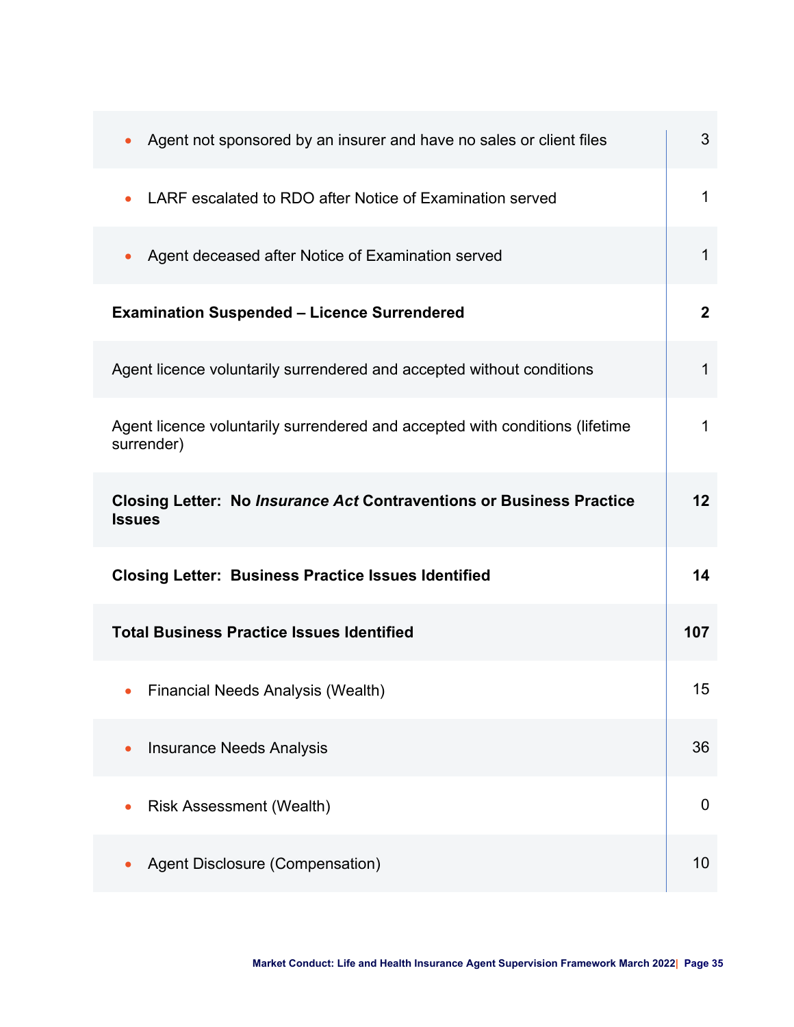| | |
|---|---|
| • Agent not sponsored by an insurer and have no sales or client files | 3 |
| • LARF escalated to RDO after Notice of Examination served | 1 |
| • Agent deceased after Notice of Examination served | 1 |
| **Examination Suspended – Licence Surrendered** | **2** |
| Agent licence voluntarily surrendered and accepted without conditions | 1 |
| Agent licence voluntarily surrendered and accepted with conditions (lifetime surrender) | 1 |
| **Closing Letter: No *Insurance Act* Contraventions or Business Practice Issues** | **12** |
| **Closing Letter: Business Practice Issues Identified** | **14** |
| **Total Business Practice Issues Identified** | **107** |
| • Financial Needs Analysis (Wealth) | 15 |
| • Insurance Needs Analysis | 36 |
| • Risk Assessment (Wealth) | 0 |
| • Agent Disclosure (Compensation) | 10 |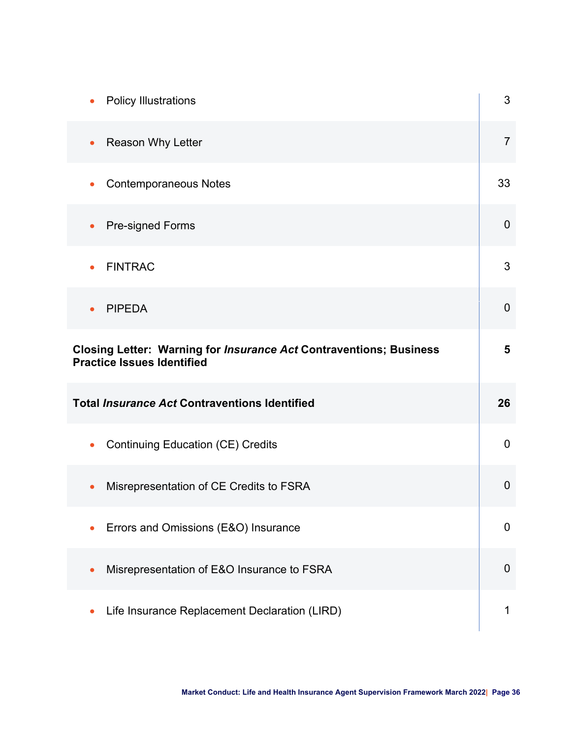| | |
|---|---|
| • Policy Illustrations | 3 |
| • Reason Why Letter | 7 |
| • Contemporaneous Notes | 33 |
| • Pre-signed Forms | 0 |
| • FINTRAC | 3 |
| • PIPEDA | 0 |
| **Closing Letter: Warning for *Insurance Act* Contraventions; Business Practice Issues Identified** | **5** |
| **Total *Insurance Act* Contraventions Identified** | **26** |
| • Continuing Education (CE) Credits | 0 |
| • Misrepresentation of CE Credits to FSRA | 0 |
| • Errors and Omissions (E&O) Insurance | 0 |
| • Misrepresentation of E&O Insurance to FSRA | 0 |
| • Life Insurance Replacement Declaration (LIRD) | 1 |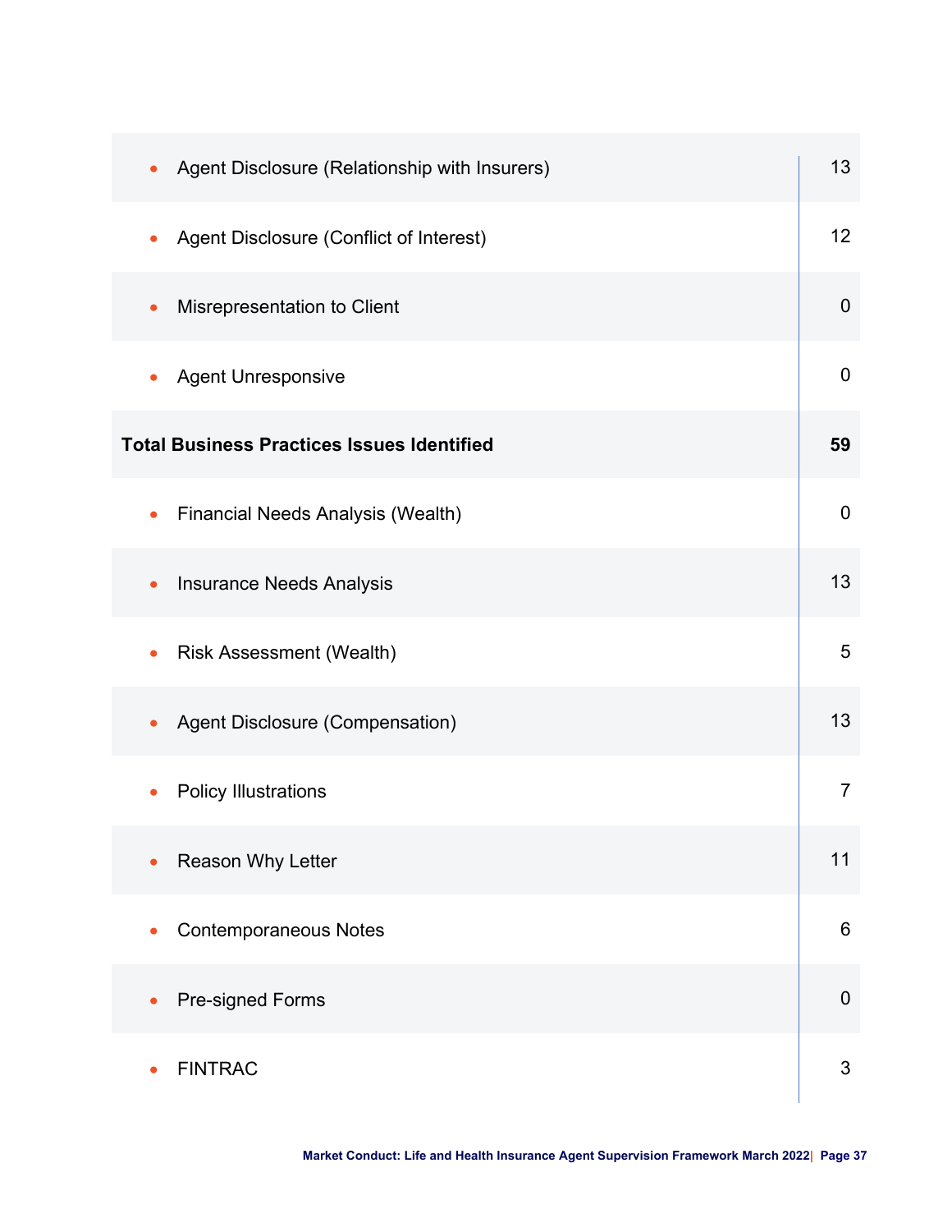| | |
|---|---|
| • Agent Disclosure (Relationship with Insurers) | 13 |
| • Agent Disclosure (Conflict of Interest) | 12 |
| • Misrepresentation to Client | 0 |
| • Agent Unresponsive | 0 |
| **Total Business Practices Issues Identified** | **59** |
| • Financial Needs Analysis (Wealth) | 0 |
| • Insurance Needs Analysis | 13 |
| • Risk Assessment (Wealth) | 5 |
| • Agent Disclosure (Compensation) | 13 |
| • Policy Illustrations | 7 |
| • Reason Why Letter | 11 |
| • Contemporaneous Notes | 6 |
| • Pre-signed Forms | 0 |
| • FINTRAC | 3 |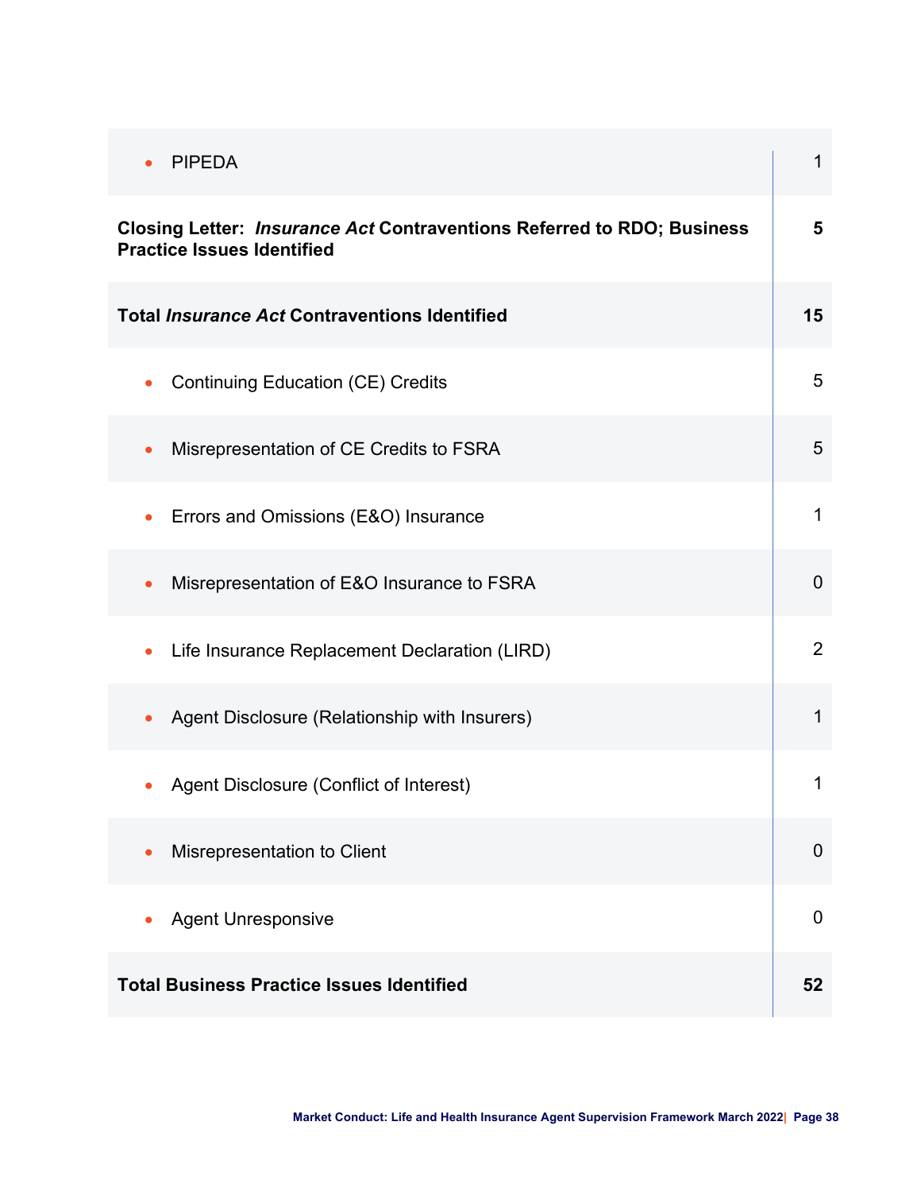| | |
|---|---|
| • PIPEDA | 1 |
| **Closing Letter: *Insurance Act* Contraventions Referred to RDO; Business Practice Issues Identified** | **5** |
| **Total *Insurance Act* Contraventions Identified** | **15** |
| • Continuing Education (CE) Credits | 5 |
| • Misrepresentation of CE Credits to FSRA | 5 |
| • Errors and Omissions (E&O) Insurance | 1 |
| • Misrepresentation of E&O Insurance to FSRA | 0 |
| • Life Insurance Replacement Declaration (LIRD) | 2 |
| • Agent Disclosure (Relationship with Insurers) | 1 |
| • Agent Disclosure (Conflict of Interest) | 1 |
| • Misrepresentation to Client | 0 |
| • Agent Unresponsive | 0 |
| **Total Business Practice Issues Identified** | **52** |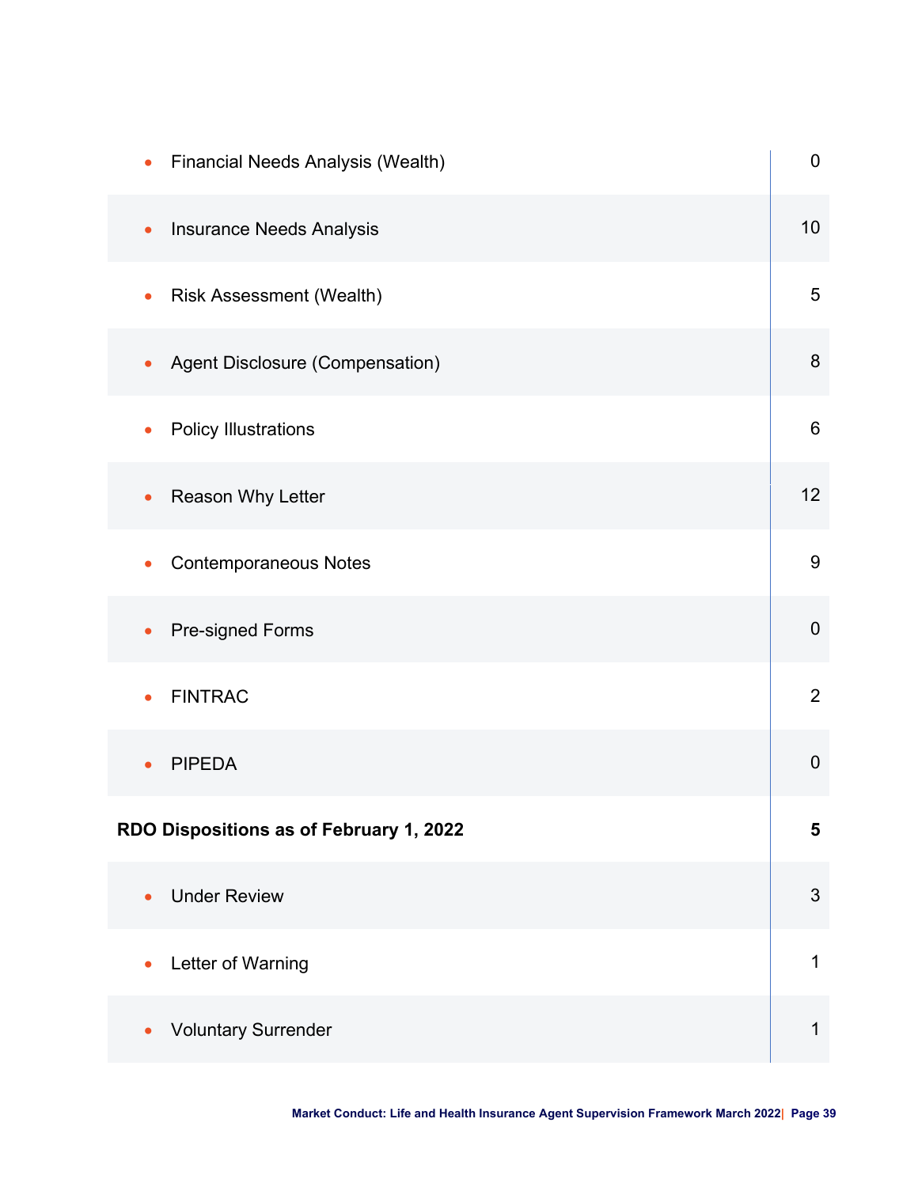| | |
|---|---|
| • Financial Needs Analysis (Wealth) | 0 |
| • Insurance Needs Analysis | 10 |
| • Risk Assessment (Wealth) | 5 |
| • Agent Disclosure (Compensation) | 8 |
| • Policy Illustrations | 6 |
| • Reason Why Letter | 12 |
| • Contemporaneous Notes | 9 |
| • Pre-signed Forms | 0 |
| • FINTRAC | 2 |
| • PIPEDA | 0 |
| **RDO Dispositions as of February 1, 2022** | **5** |
| • Under Review | 3 |
| • Letter of Warning | 1 |
| • Voluntary Surrender | 1 |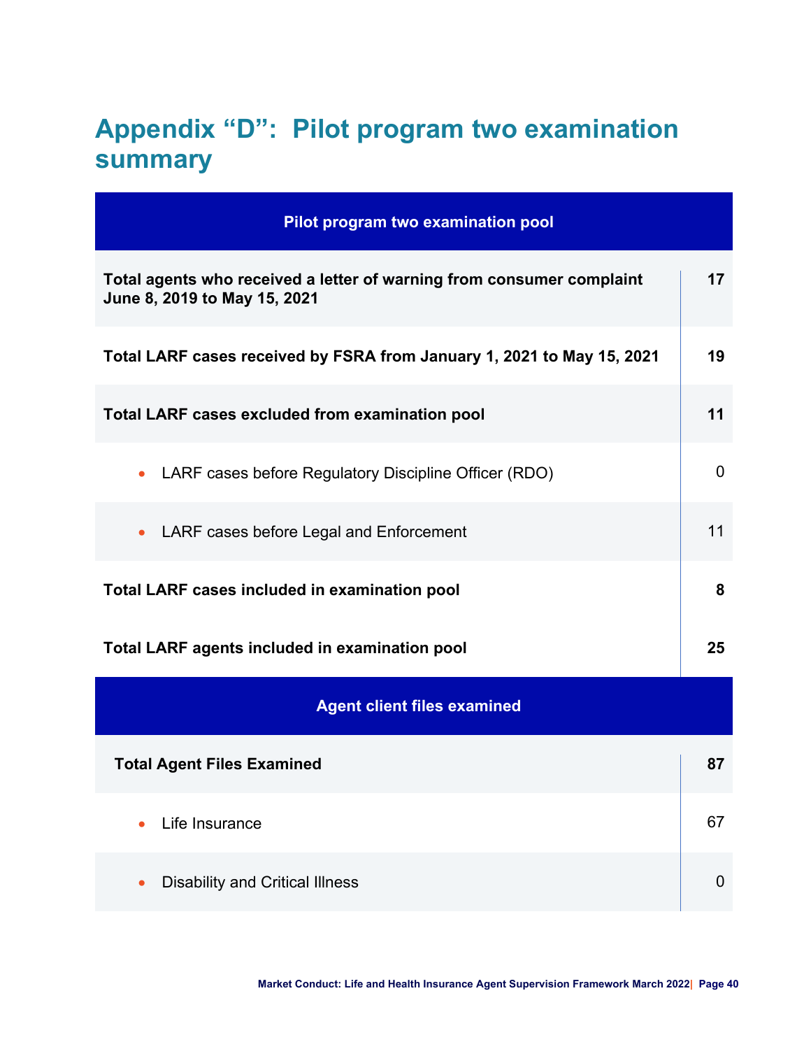# Appendix "D": Pilot program two examination summary

| Pilot program two examination pool | |
|---|---|
| **Total agents who received a letter of warning from consumer complaint June 8, 2019 to May 15, 2021** | **17** |
| **Total LARF cases received by FSRA from January 1, 2021 to May 15, 2021** | **19** |
| **Total LARF cases excluded from examination pool** | **11** |
| • LARF cases before Regulatory Discipline Officer (RDO) | 0 |
| • LARF cases before Legal and Enforcement | 11 |
| **Total LARF cases included in examination pool** | **8** |
| **Total LARF agents included in examination pool** | **25** |

| Agent client files examined | |
|---|---|
| **Total Agent Files Examined** | **87** |
| • Life Insurance | 67 |
| • Disability and Critical Illness | 0 |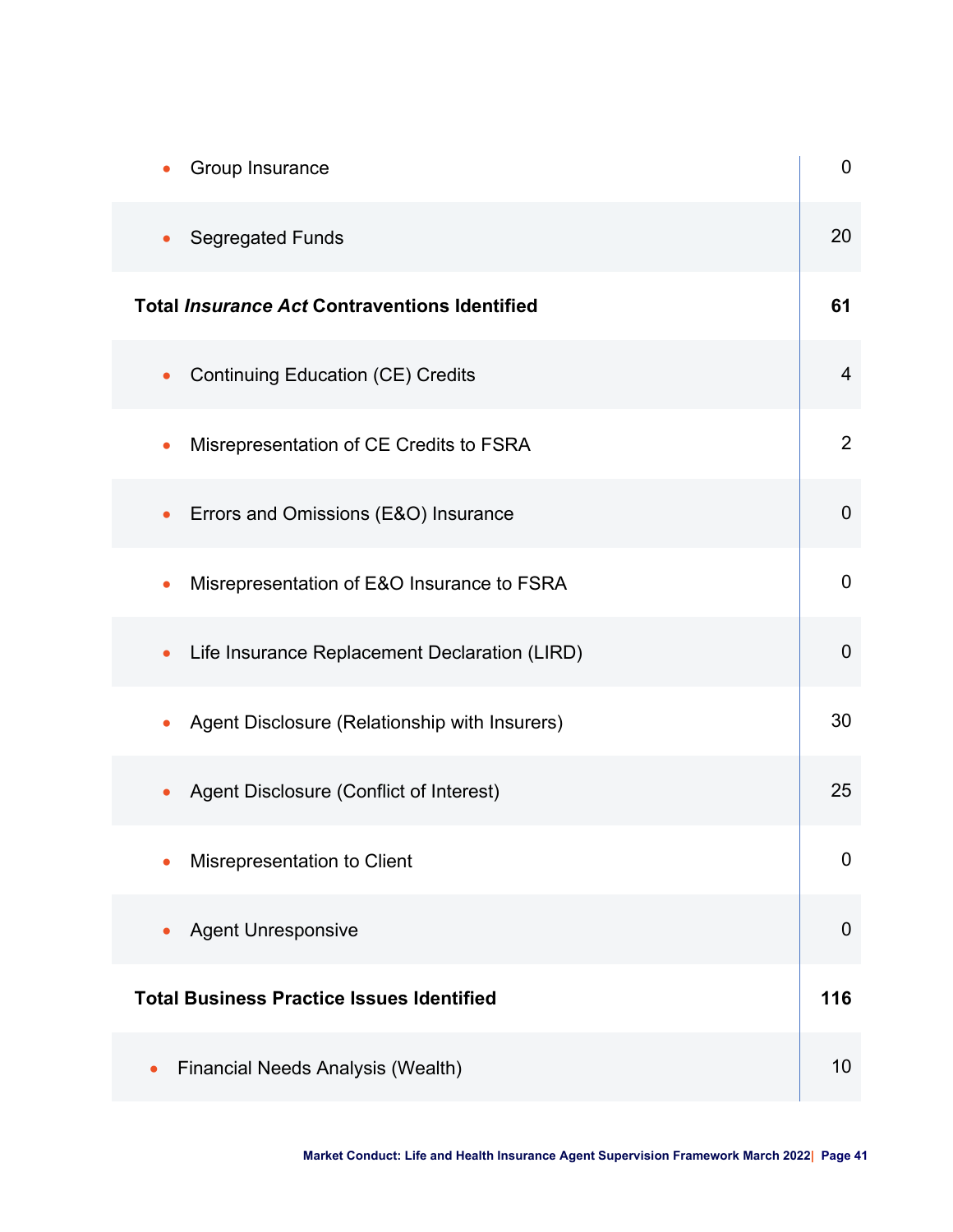| | |
|---|---|
| • Group Insurance | 0 |
| • Segregated Funds | 20 |
| **Total *Insurance Act* Contraventions Identified** | **61** |
| • Continuing Education (CE) Credits | 4 |
| • Misrepresentation of CE Credits to FSRA | 2 |
| • Errors and Omissions (E&O) Insurance | 0 |
| • Misrepresentation of E&O Insurance to FSRA | 0 |
| • Life Insurance Replacement Declaration (LIRD) | 0 |
| • Agent Disclosure (Relationship with Insurers) | 30 |
| • Agent Disclosure (Conflict of Interest) | 25 |
| • Misrepresentation to Client | 0 |
| • Agent Unresponsive | 0 |
| **Total Business Practice Issues Identified** | **116** |
| • Financial Needs Analysis (Wealth) | 10 |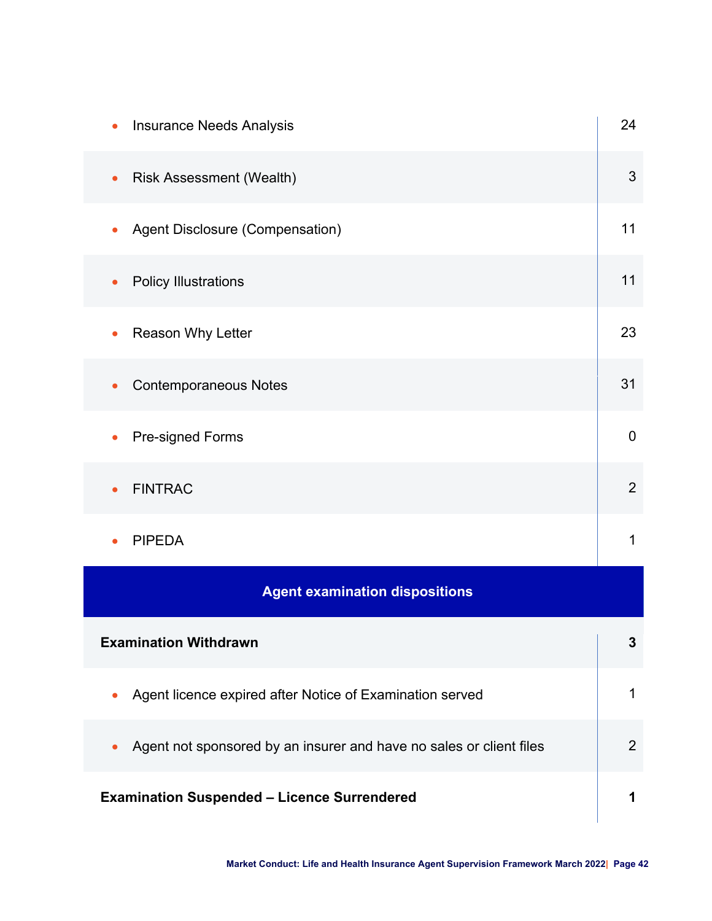| | |
|---|---|
| • Insurance Needs Analysis | 24 |
| • Risk Assessment (Wealth) | 3 |
| • Agent Disclosure (Compensation) | 11 |
| • Policy Illustrations | 11 |
| • Reason Why Letter | 23 |
| • Contemporaneous Notes | 31 |
| • Pre-signed Forms | 0 |
| • FINTRAC | 2 |
| • PIPEDA | 1 |
| **Agent examination dispositions** | |
| **Examination Withdrawn** | **3** |
| • Agent licence expired after Notice of Examination served | 1 |
| • Agent not sponsored by an insurer and have no sales or client files | 2 |
| **Examination Suspended – Licence Surrendered** | **1** |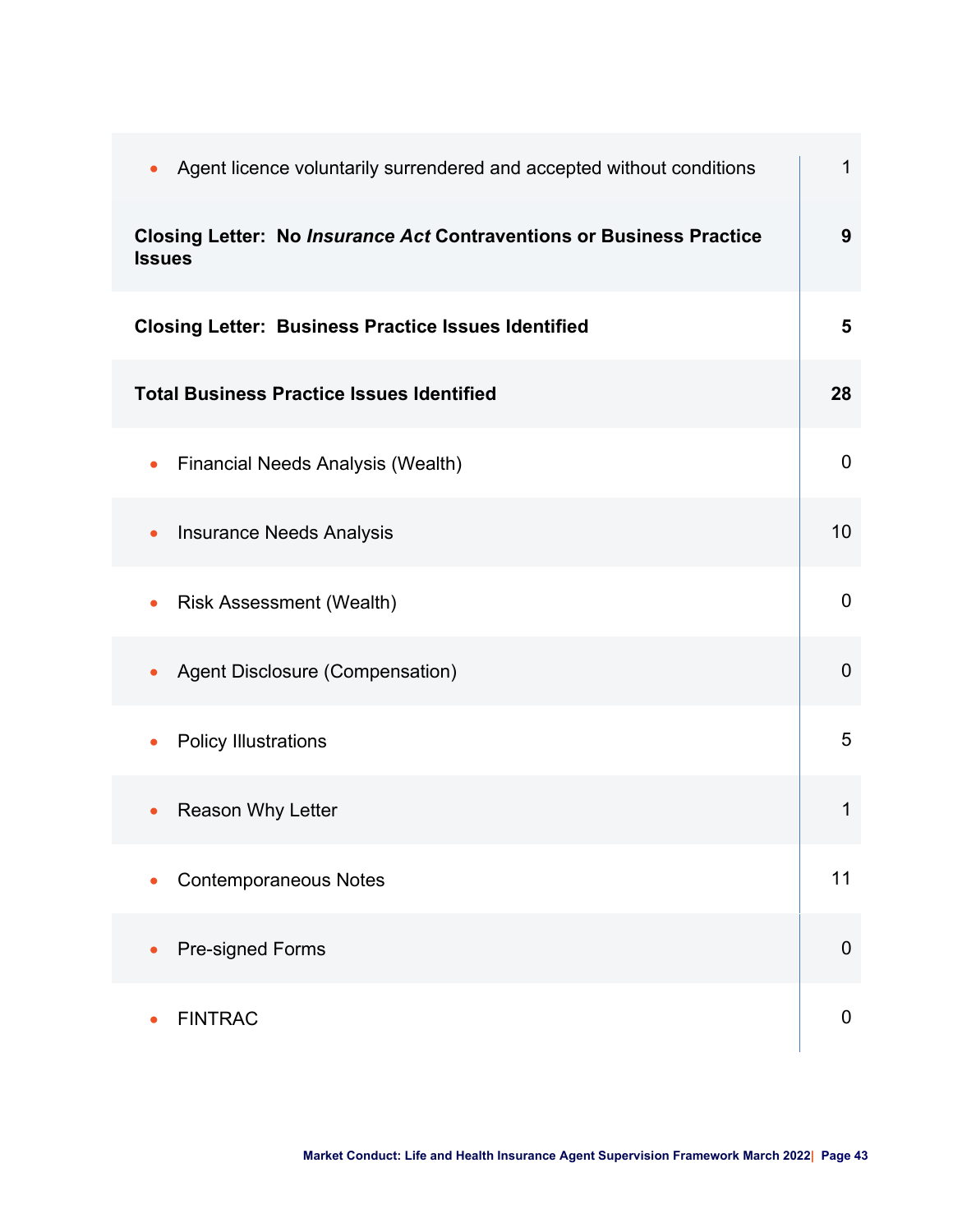| | |
|---|---|
| • Agent licence voluntarily surrendered and accepted without conditions | 1 |
| **Closing Letter: No *Insurance Act* Contraventions or Business Practice Issues** | **9** |
| **Closing Letter: Business Practice Issues Identified** | **5** |
| **Total Business Practice Issues Identified** | **28** |
| • Financial Needs Analysis (Wealth) | 0 |
| • Insurance Needs Analysis | 10 |
| • Risk Assessment (Wealth) | 0 |
| • Agent Disclosure (Compensation) | 0 |
| • Policy Illustrations | 5 |
| • Reason Why Letter | 1 |
| • Contemporaneous Notes | 11 |
| • Pre-signed Forms | 0 |
| • FINTRAC | 0 |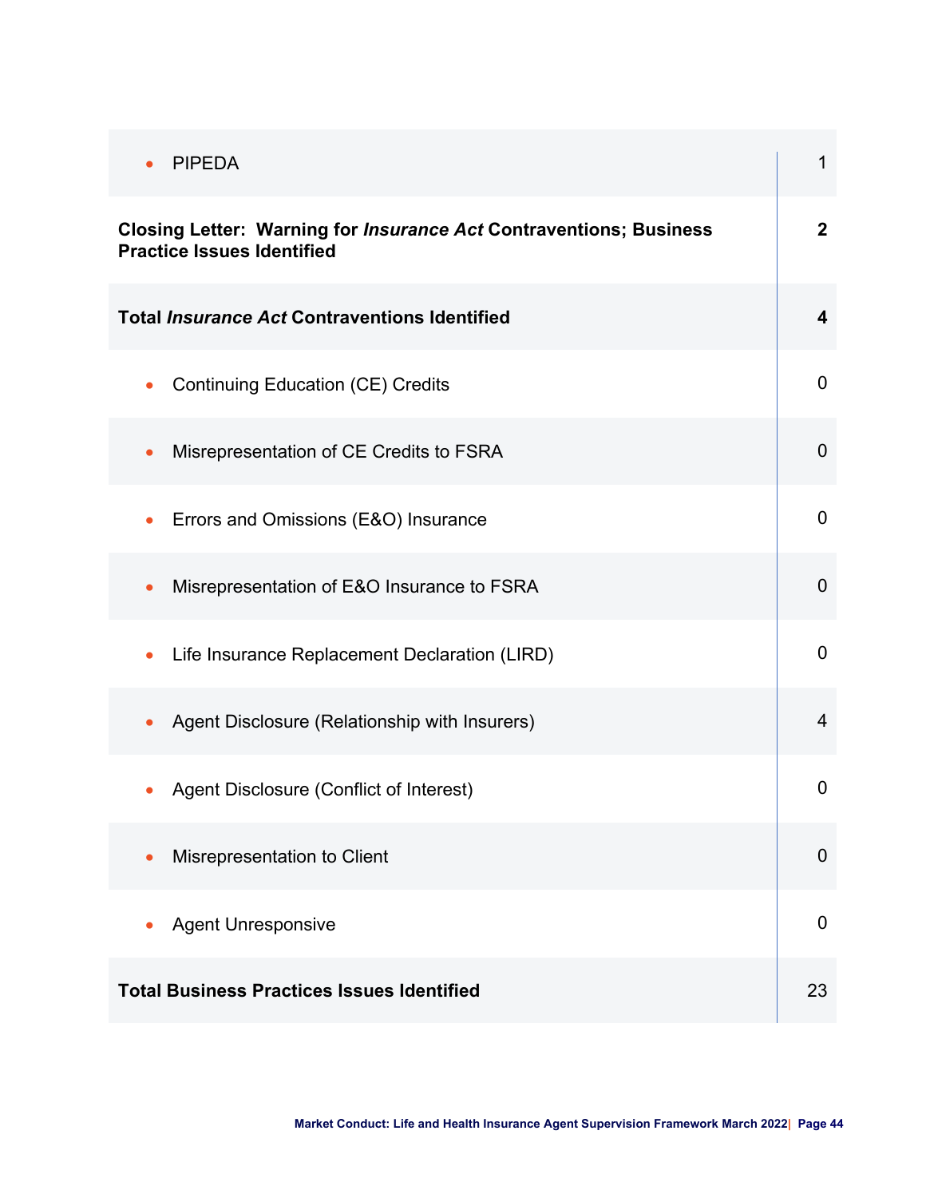| | |
|---|---|
| • PIPEDA | 1 |
| **Closing Letter: Warning for *Insurance Act* Contraventions; Business Practice Issues Identified** | **2** |
| **Total *Insurance Act* Contraventions Identified** | **4** |
| • Continuing Education (CE) Credits | 0 |
| • Misrepresentation of CE Credits to FSRA | 0 |
| • Errors and Omissions (E&O) Insurance | 0 |
| • Misrepresentation of E&O Insurance to FSRA | 0 |
| • Life Insurance Replacement Declaration (LIRD) | 0 |
| • Agent Disclosure (Relationship with Insurers) | 4 |
| • Agent Disclosure (Conflict of Interest) | 0 |
| • Misrepresentation to Client | 0 |
| • Agent Unresponsive | 0 |
| **Total Business Practices Issues Identified** | 23 |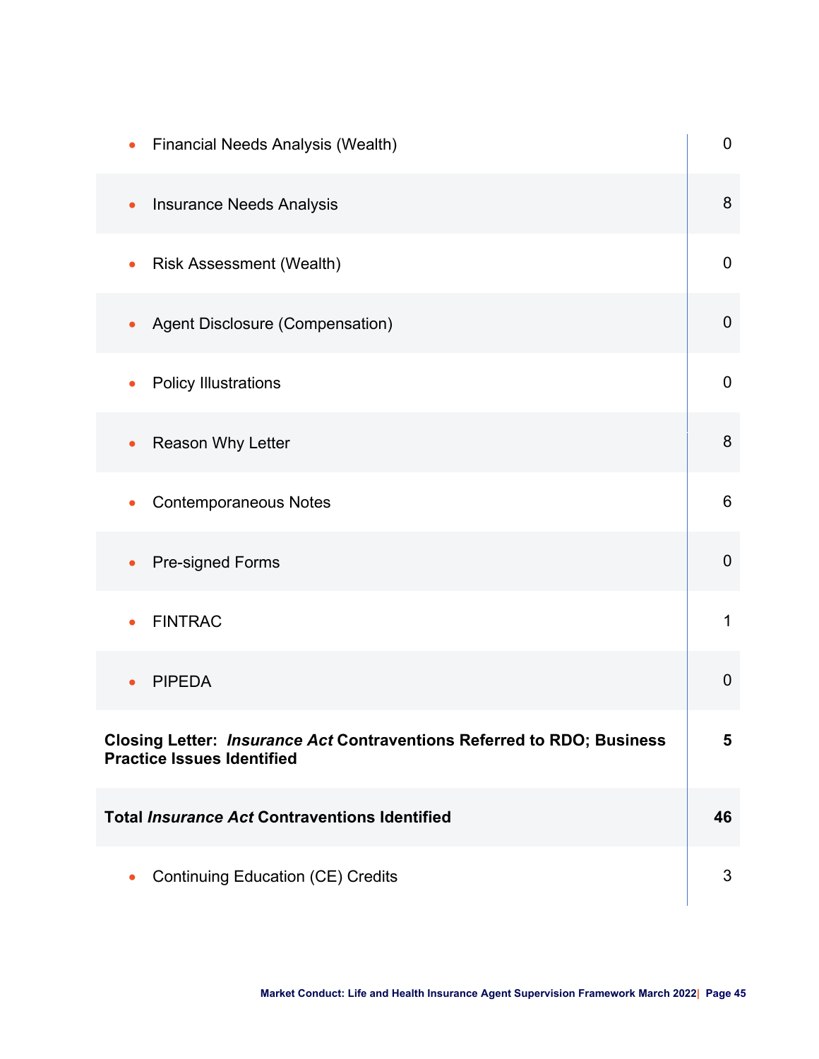| | |
|---|---|
| • Financial Needs Analysis (Wealth) | 0 |
| • Insurance Needs Analysis | 8 |
| • Risk Assessment (Wealth) | 0 |
| • Agent Disclosure (Compensation) | 0 |
| • Policy Illustrations | 0 |
| • Reason Why Letter | 8 |
| • Contemporaneous Notes | 6 |
| • Pre-signed Forms | 0 |
| • FINTRAC | 1 |
| • PIPEDA | 0 |
| **Closing Letter: *Insurance Act* Contraventions Referred to RDO; Business Practice Issues Identified** | **5** |
| **Total *Insurance Act* Contraventions Identified** | **46** |
| • Continuing Education (CE) Credits | 3 |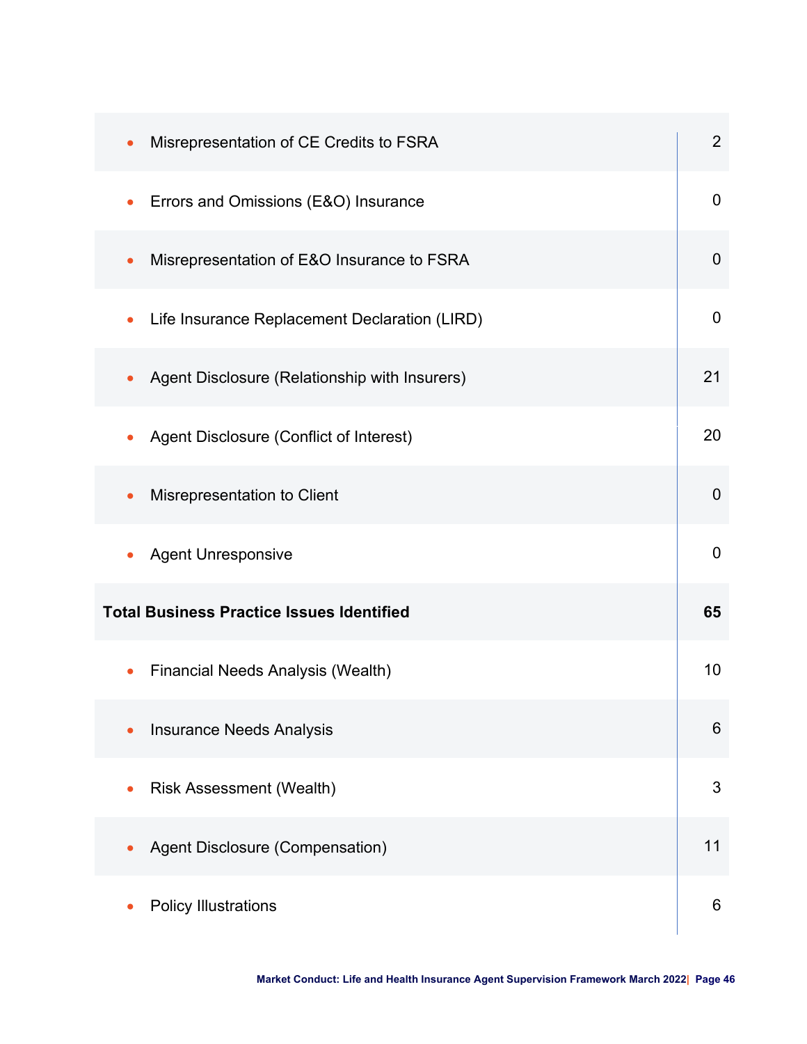| | |
|---|---|
| • Misrepresentation of CE Credits to FSRA | 2 |
| • Errors and Omissions (E&O) Insurance | 0 |
| • Misrepresentation of E&O Insurance to FSRA | 0 |
| • Life Insurance Replacement Declaration (LIRD) | 0 |
| • Agent Disclosure (Relationship with Insurers) | 21 |
| • Agent Disclosure (Conflict of Interest) | 20 |
| • Misrepresentation to Client | 0 |
| • Agent Unresponsive | 0 |
| **Total Business Practice Issues Identified** | **65** |
| • Financial Needs Analysis (Wealth) | 10 |
| • Insurance Needs Analysis | 6 |
| • Risk Assessment (Wealth) | 3 |
| • Agent Disclosure (Compensation) | 11 |
| • Policy Illustrations | 6 |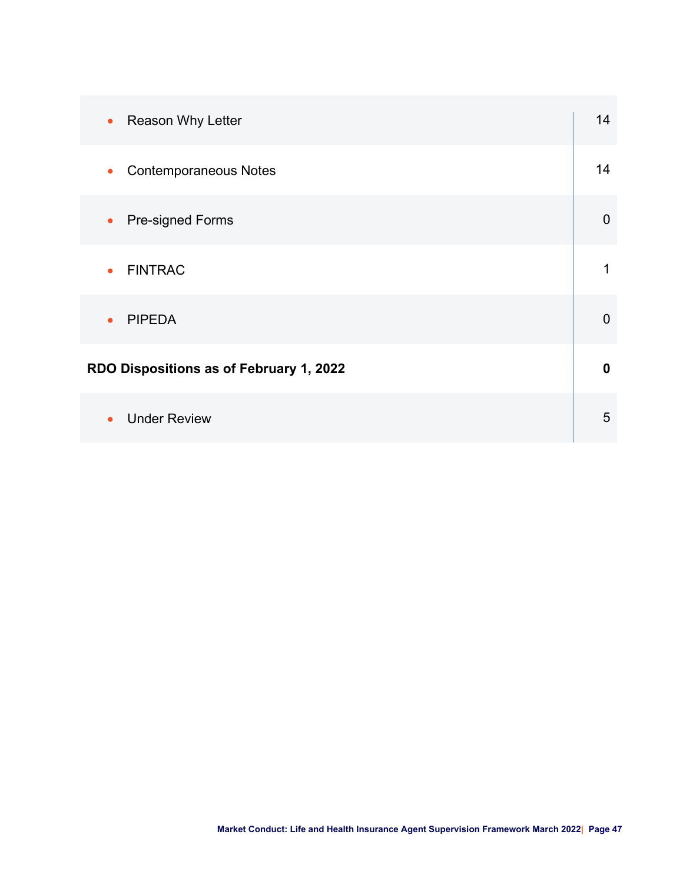| | |
|---|---|
| • Reason Why Letter | 14 |
| • Contemporaneous Notes | 14 |
| • Pre-signed Forms | 0 |
| • FINTRAC | 1 |
| • PIPEDA | 0 |
| **RDO Dispositions as of February 1, 2022** | **0** |
| • Under Review | 5 |